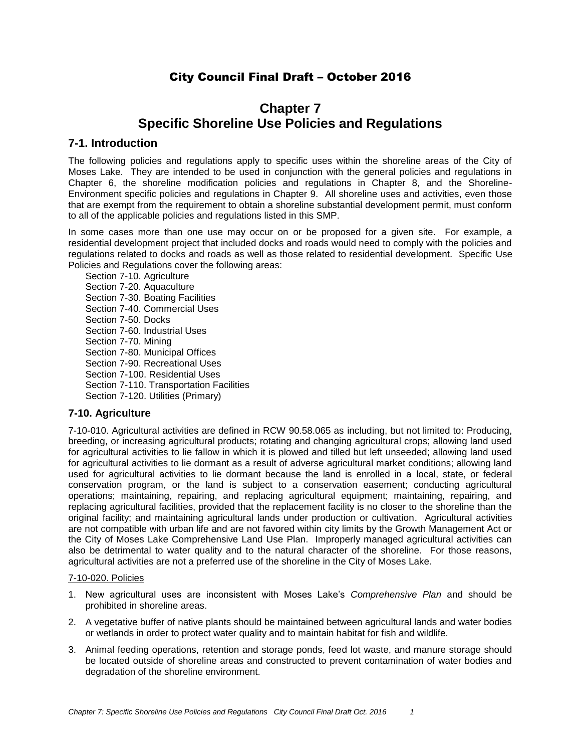City Council Final Draft – October 2016

# Chapter 7
# Specific Shoreline Use Policies and Regulations

## 7-1. Introduction

The following policies and regulations apply to specific uses within the shoreline areas of the City of Moses Lake. They are intended to be used in conjunction with the general policies and regulations in Chapter 6, the shoreline modification policies and regulations in Chapter 8, and the Shoreline-Environment specific policies and regulations in Chapter 9. All shoreline uses and activities, even those that are exempt from the requirement to obtain a shoreline substantial development permit, must conform to all of the applicable policies and regulations listed in this SMP.

In some cases more than one use may occur on or be proposed for a given site. For example, a residential development project that included docks and roads would need to comply with the policies and regulations related to docks and roads as well as those related to residential development. Specific Use Policies and Regulations cover the following areas:

Section 7-10. Agriculture
Section 7-20. Aquaculture
Section 7-30. Boating Facilities
Section 7-40. Commercial Uses
Section 7-50. Docks
Section 7-60. Industrial Uses
Section 7-70. Mining
Section 7-80. Municipal Offices
Section 7-90. Recreational Uses
Section 7-100. Residential Uses
Section 7-110. Transportation Facilities
Section 7-120. Utilities (Primary)

## 7-10. Agriculture

7-10-010. Agricultural activities are defined in RCW 90.58.065 as including, but not limited to: Producing, breeding, or increasing agricultural products; rotating and changing agricultural crops; allowing land used for agricultural activities to lie fallow in which it is plowed and tilled but left unseeded; allowing land used for agricultural activities to lie dormant as a result of adverse agricultural market conditions; allowing land used for agricultural activities to lie dormant because the land is enrolled in a local, state, or federal conservation program, or the land is subject to a conservation easement; conducting agricultural operations; maintaining, repairing, and replacing agricultural equipment; maintaining, repairing, and replacing agricultural facilities, provided that the replacement facility is no closer to the shoreline than the original facility; and maintaining agricultural lands under production or cultivation. Agricultural activities are not compatible with urban life and are not favored within city limits by the Growth Management Act or the City of Moses Lake Comprehensive Land Use Plan. Improperly managed agricultural activities can also be detrimental to water quality and to the natural character of the shoreline. For those reasons, agricultural activities are not a preferred use of the shoreline in the City of Moses Lake.

7-10-020. Policies

1. New agricultural uses are inconsistent with Moses Lake's *Comprehensive Plan* and should be prohibited in shoreline areas.
2. A vegetative buffer of native plants should be maintained between agricultural lands and water bodies or wetlands in order to protect water quality and to maintain habitat for fish and wildlife.
3. Animal feeding operations, retention and storage ponds, feed lot waste, and manure storage should be located outside of shoreline areas and constructed to prevent contamination of water bodies and degradation of the shoreline environment.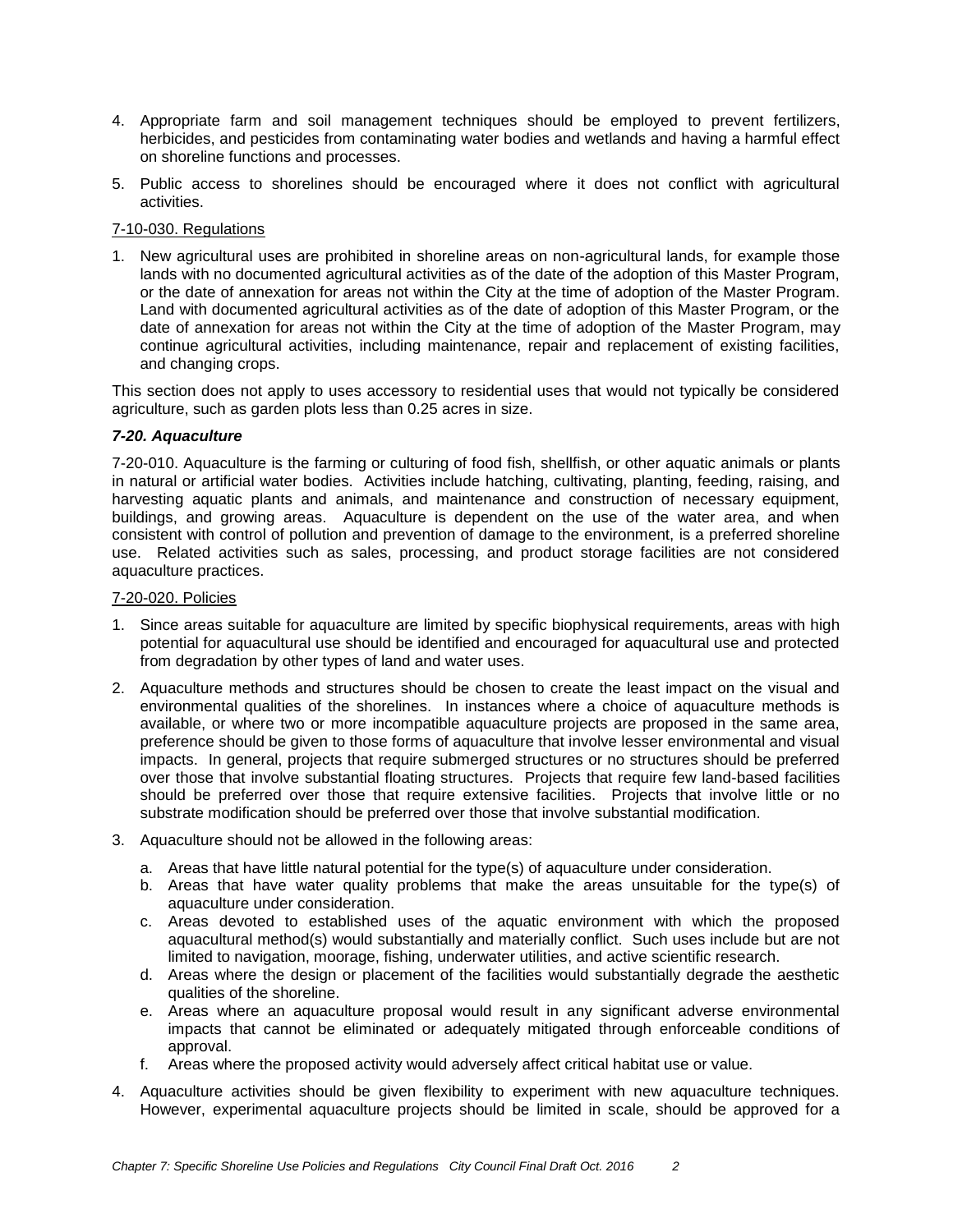4. Appropriate farm and soil management techniques should be employed to prevent fertilizers, herbicides, and pesticides from contaminating water bodies and wetlands and having a harmful effect on shoreline functions and processes.

5. Public access to shorelines should be encouraged where it does not conflict with agricultural activities.

7-10-030. Regulations

1. New agricultural uses are prohibited in shoreline areas on non-agricultural lands, for example those lands with no documented agricultural activities as of the date of the adoption of this Master Program, or the date of annexation for areas not within the City at the time of adoption of the Master Program. Land with documented agricultural activities as of the date of adoption of this Master Program, or the date of annexation for areas not within the City at the time of adoption of the Master Program, may continue agricultural activities, including maintenance, repair and replacement of existing facilities, and changing crops.

This section does not apply to uses accessory to residential uses that would not typically be considered agriculture, such as garden plots less than 0.25 acres in size.

### *7-20. Aquaculture*

7-20-010. Aquaculture is the farming or culturing of food fish, shellfish, or other aquatic animals or plants in natural or artificial water bodies. Activities include hatching, cultivating, planting, feeding, raising, and harvesting aquatic plants and animals, and maintenance and construction of necessary equipment, buildings, and growing areas. Aquaculture is dependent on the use of the water area, and when consistent with control of pollution and prevention of damage to the environment, is a preferred shoreline use. Related activities such as sales, processing, and product storage facilities are not considered aquaculture practices.

7-20-020. Policies

1. Since areas suitable for aquaculture are limited by specific biophysical requirements, areas with high potential for aquacultural use should be identified and encouraged for aquacultural use and protected from degradation by other types of land and water uses.

2. Aquaculture methods and structures should be chosen to create the least impact on the visual and environmental qualities of the shorelines. In instances where a choice of aquaculture methods is available, or where two or more incompatible aquaculture projects are proposed in the same area, preference should be given to those forms of aquaculture that involve lesser environmental and visual impacts. In general, projects that require submerged structures or no structures should be preferred over those that involve substantial floating structures. Projects that require few land-based facilities should be preferred over those that require extensive facilities. Projects that involve little or no substrate modification should be preferred over those that involve substantial modification.

3. Aquaculture should not be allowed in the following areas:
   a. Areas that have little natural potential for the type(s) of aquaculture under consideration.
   b. Areas that have water quality problems that make the areas unsuitable for the type(s) of aquaculture under consideration.
   c. Areas devoted to established uses of the aquatic environment with which the proposed aquacultural method(s) would substantially and materially conflict. Such uses include but are not limited to navigation, moorage, fishing, underwater utilities, and active scientific research.
   d. Areas where the design or placement of the facilities would substantially degrade the aesthetic qualities of the shoreline.
   e. Areas where an aquaculture proposal would result in any significant adverse environmental impacts that cannot be eliminated or adequately mitigated through enforceable conditions of approval.
   f. Areas where the proposed activity would adversely affect critical habitat use or value.

4. Aquaculture activities should be given flexibility to experiment with new aquaculture techniques. However, experimental aquaculture projects should be limited in scale, should be approved for a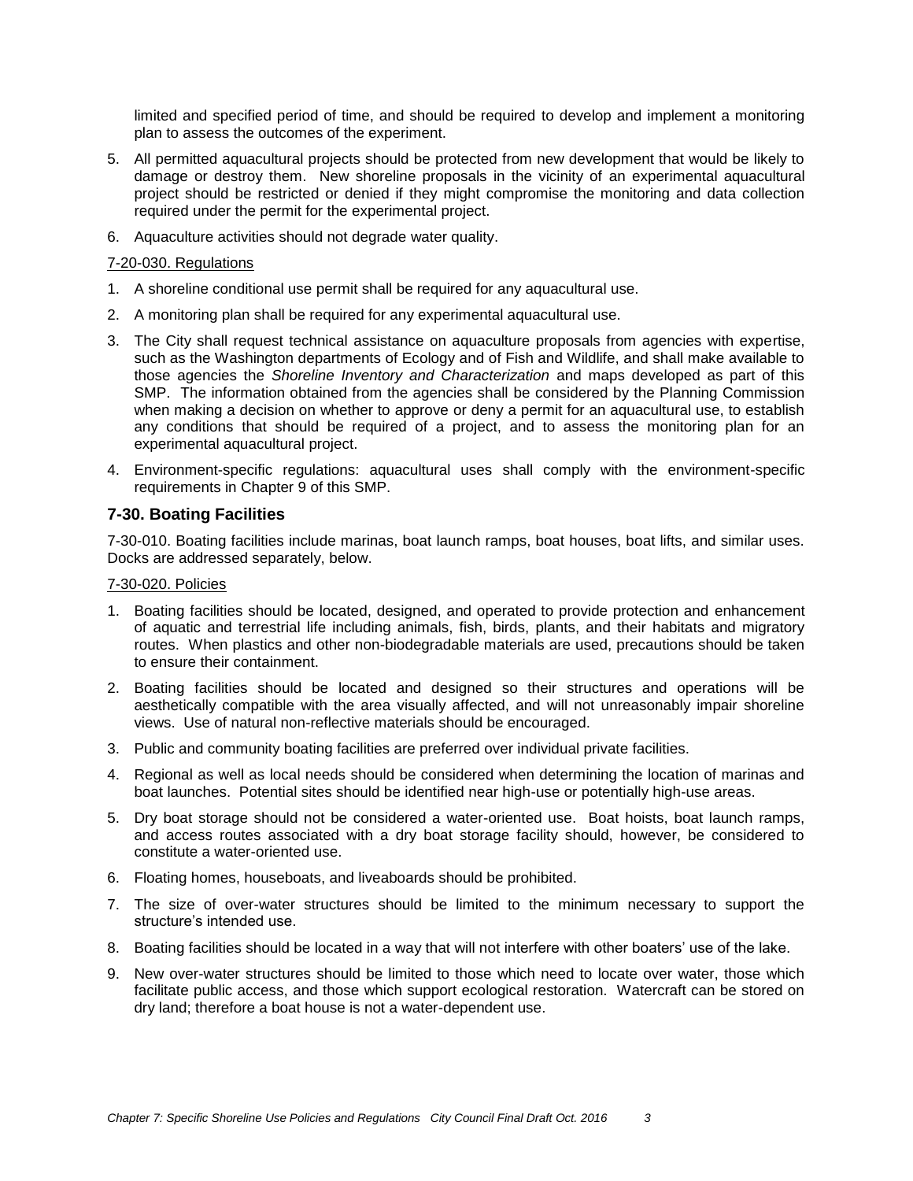limited and specified period of time, and should be required to develop and implement a monitoring plan to assess the outcomes of the experiment.

5. All permitted aquacultural projects should be protected from new development that would be likely to damage or destroy them. New shoreline proposals in the vicinity of an experimental aquacultural project should be restricted or denied if they might compromise the monitoring and data collection required under the permit for the experimental project.
6. Aquaculture activities should not degrade water quality.

7-20-030. Regulations

1. A shoreline conditional use permit shall be required for any aquacultural use.
2. A monitoring plan shall be required for any experimental aquacultural use.
3. The City shall request technical assistance on aquaculture proposals from agencies with expertise, such as the Washington departments of Ecology and of Fish and Wildlife, and shall make available to those agencies the *Shoreline Inventory and Characterization* and maps developed as part of this SMP. The information obtained from the agencies shall be considered by the Planning Commission when making a decision on whether to approve or deny a permit for an aquacultural use, to establish any conditions that should be required of a project, and to assess the monitoring plan for an experimental aquacultural project.
4. Environment-specific regulations: aquacultural uses shall comply with the environment-specific requirements in Chapter 9 of this SMP.

### 7-30. Boating Facilities

7-30-010. Boating facilities include marinas, boat launch ramps, boat houses, boat lifts, and similar uses. Docks are addressed separately, below.

7-30-020. Policies

1. Boating facilities should be located, designed, and operated to provide protection and enhancement of aquatic and terrestrial life including animals, fish, birds, plants, and their habitats and migratory routes. When plastics and other non-biodegradable materials are used, precautions should be taken to ensure their containment.
2. Boating facilities should be located and designed so their structures and operations will be aesthetically compatible with the area visually affected, and will not unreasonably impair shoreline views. Use of natural non-reflective materials should be encouraged.
3. Public and community boating facilities are preferred over individual private facilities.
4. Regional as well as local needs should be considered when determining the location of marinas and boat launches. Potential sites should be identified near high-use or potentially high-use areas.
5. Dry boat storage should not be considered a water-oriented use. Boat hoists, boat launch ramps, and access routes associated with a dry boat storage facility should, however, be considered to constitute a water-oriented use.
6. Floating homes, houseboats, and liveaboards should be prohibited.
7. The size of over-water structures should be limited to the minimum necessary to support the structure's intended use.
8. Boating facilities should be located in a way that will not interfere with other boaters' use of the lake.
9. New over-water structures should be limited to those which need to locate over water, those which facilitate public access, and those which support ecological restoration. Watercraft can be stored on dry land; therefore a boat house is not a water-dependent use.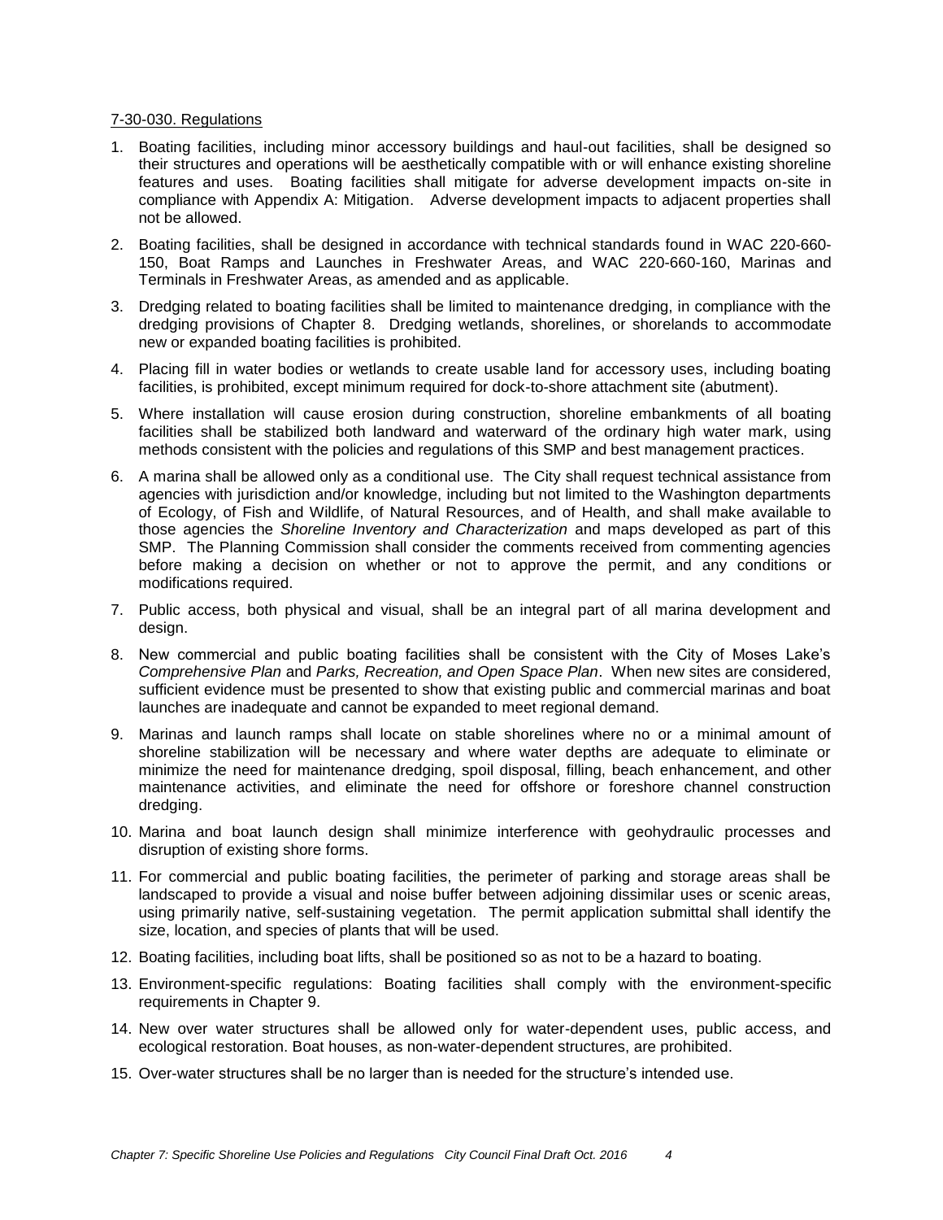7-30-030. Regulations

1. Boating facilities, including minor accessory buildings and haul-out facilities, shall be designed so their structures and operations will be aesthetically compatible with or will enhance existing shoreline features and uses. Boating facilities shall mitigate for adverse development impacts on-site in compliance with Appendix A: Mitigation. Adverse development impacts to adjacent properties shall not be allowed.
2. Boating facilities, shall be designed in accordance with technical standards found in WAC 220-660-150, Boat Ramps and Launches in Freshwater Areas, and WAC 220-660-160, Marinas and Terminals in Freshwater Areas, as amended and as applicable.
3. Dredging related to boating facilities shall be limited to maintenance dredging, in compliance with the dredging provisions of Chapter 8. Dredging wetlands, shorelines, or shorelands to accommodate new or expanded boating facilities is prohibited.
4. Placing fill in water bodies or wetlands to create usable land for accessory uses, including boating facilities, is prohibited, except minimum required for dock-to-shore attachment site (abutment).
5. Where installation will cause erosion during construction, shoreline embankments of all boating facilities shall be stabilized both landward and waterward of the ordinary high water mark, using methods consistent with the policies and regulations of this SMP and best management practices.
6. A marina shall be allowed only as a conditional use. The City shall request technical assistance from agencies with jurisdiction and/or knowledge, including but not limited to the Washington departments of Ecology, of Fish and Wildlife, of Natural Resources, and of Health, and shall make available to those agencies the *Shoreline Inventory and Characterization* and maps developed as part of this SMP. The Planning Commission shall consider the comments received from commenting agencies before making a decision on whether or not to approve the permit, and any conditions or modifications required.
7. Public access, both physical and visual, shall be an integral part of all marina development and design.
8. New commercial and public boating facilities shall be consistent with the City of Moses Lake's *Comprehensive Plan* and *Parks, Recreation, and Open Space Plan*. When new sites are considered, sufficient evidence must be presented to show that existing public and commercial marinas and boat launches are inadequate and cannot be expanded to meet regional demand.
9. Marinas and launch ramps shall locate on stable shorelines where no or a minimal amount of shoreline stabilization will be necessary and where water depths are adequate to eliminate or minimize the need for maintenance dredging, spoil disposal, filling, beach enhancement, and other maintenance activities, and eliminate the need for offshore or foreshore channel construction dredging.
10. Marina and boat launch design shall minimize interference with geohydraulic processes and disruption of existing shore forms.
11. For commercial and public boating facilities, the perimeter of parking and storage areas shall be landscaped to provide a visual and noise buffer between adjoining dissimilar uses or scenic areas, using primarily native, self-sustaining vegetation. The permit application submittal shall identify the size, location, and species of plants that will be used.
12. Boating facilities, including boat lifts, shall be positioned so as not to be a hazard to boating.
13. Environment-specific regulations: Boating facilities shall comply with the environment-specific requirements in Chapter 9.
14. New over water structures shall be allowed only for water-dependent uses, public access, and ecological restoration. Boat houses, as non-water-dependent structures, are prohibited.
15. Over-water structures shall be no larger than is needed for the structure's intended use.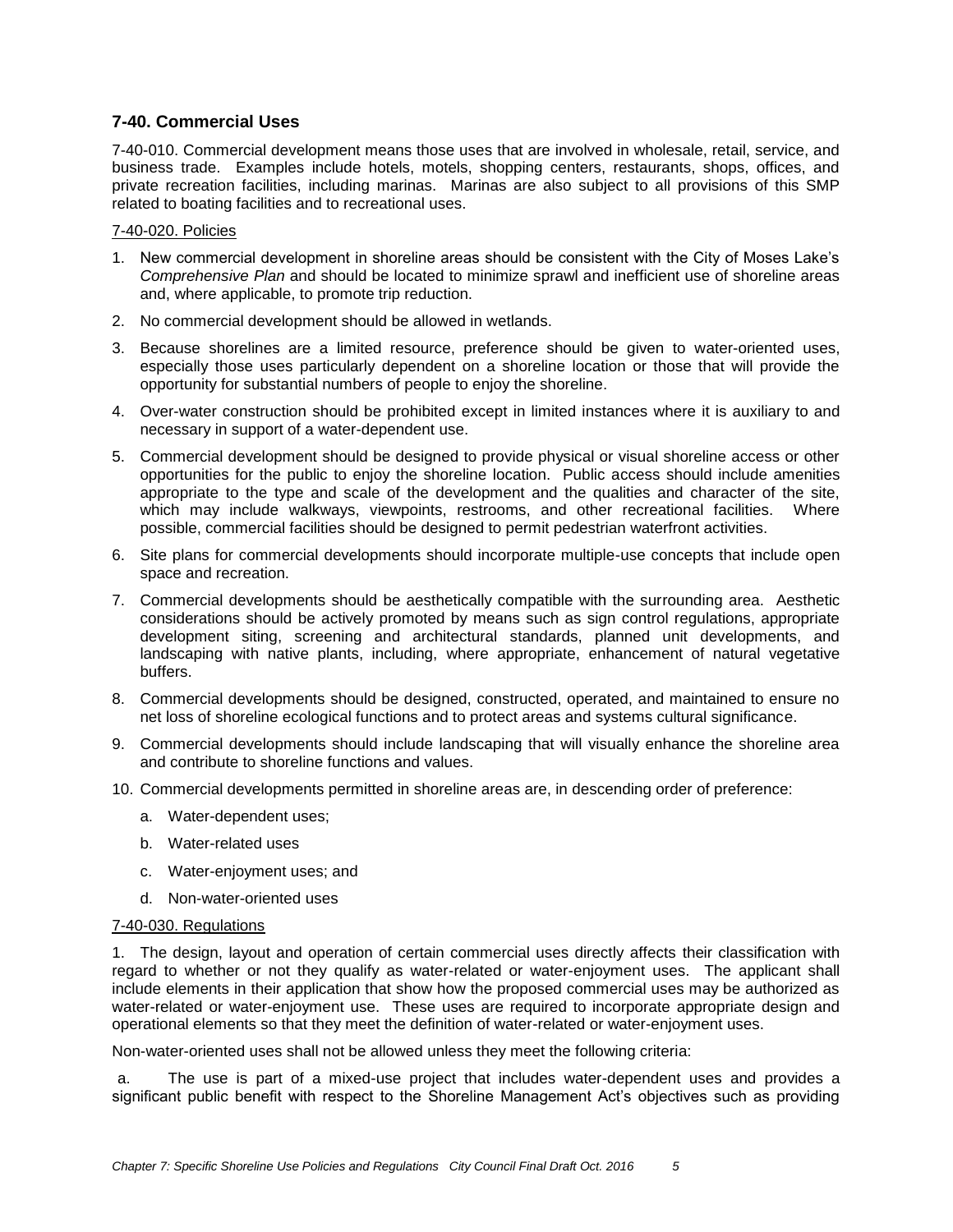### 7-40. Commercial Uses

7-40-010. Commercial development means those uses that are involved in wholesale, retail, service, and business trade. Examples include hotels, motels, shopping centers, restaurants, shops, offices, and private recreation facilities, including marinas. Marinas are also subject to all provisions of this SMP related to boating facilities and to recreational uses.

7-40-020. Policies

1. New commercial development in shoreline areas should be consistent with the City of Moses Lake's *Comprehensive Plan* and should be located to minimize sprawl and inefficient use of shoreline areas and, where applicable, to promote trip reduction.
2. No commercial development should be allowed in wetlands.
3. Because shorelines are a limited resource, preference should be given to water-oriented uses, especially those uses particularly dependent on a shoreline location or those that will provide the opportunity for substantial numbers of people to enjoy the shoreline.
4. Over-water construction should be prohibited except in limited instances where it is auxiliary to and necessary in support of a water-dependent use.
5. Commercial development should be designed to provide physical or visual shoreline access or other opportunities for the public to enjoy the shoreline location. Public access should include amenities appropriate to the type and scale of the development and the qualities and character of the site, which may include walkways, viewpoints, restrooms, and other recreational facilities. Where possible, commercial facilities should be designed to permit pedestrian waterfront activities.
6. Site plans for commercial developments should incorporate multiple-use concepts that include open space and recreation.
7. Commercial developments should be aesthetically compatible with the surrounding area. Aesthetic considerations should be actively promoted by means such as sign control regulations, appropriate development siting, screening and architectural standards, planned unit developments, and landscaping with native plants, including, where appropriate, enhancement of natural vegetative buffers.
8. Commercial developments should be designed, constructed, operated, and maintained to ensure no net loss of shoreline ecological functions and to protect areas and systems cultural significance.
9. Commercial developments should include landscaping that will visually enhance the shoreline area and contribute to shoreline functions and values.
10. Commercial developments permitted in shoreline areas are, in descending order of preference:
    a. Water-dependent uses;
    b. Water-related uses
    c. Water-enjoyment uses; and
    d. Non-water-oriented uses

7-40-030. Regulations

1. The design, layout and operation of certain commercial uses directly affects their classification with regard to whether or not they qualify as water-related or water-enjoyment uses. The applicant shall include elements in their application that show how the proposed commercial uses may be authorized as water-related or water-enjoyment use. These uses are required to incorporate appropriate design and operational elements so that they meet the definition of water-related or water-enjoyment uses.

Non-water-oriented uses shall not be allowed unless they meet the following criteria:

a. The use is part of a mixed-use project that includes water-dependent uses and provides a significant public benefit with respect to the Shoreline Management Act's objectives such as providing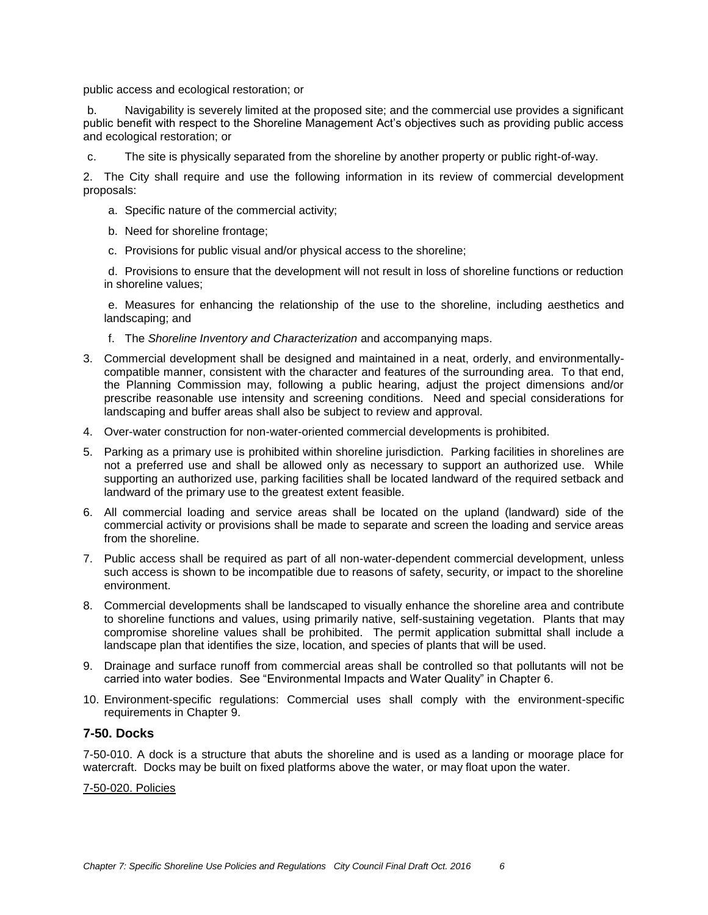public access and ecological restoration; or

b. Navigability is severely limited at the proposed site; and the commercial use provides a significant public benefit with respect to the Shoreline Management Act's objectives such as providing public access and ecological restoration; or

c. The site is physically separated from the shoreline by another property or public right-of-way.

2. The City shall require and use the following information in its review of commercial development proposals:

   a. Specific nature of the commercial activity;

   b. Need for shoreline frontage;

   c. Provisions for public visual and/or physical access to the shoreline;

   d. Provisions to ensure that the development will not result in loss of shoreline functions or reduction in shoreline values;

   e. Measures for enhancing the relationship of the use to the shoreline, including aesthetics and landscaping; and

   f. The *Shoreline Inventory and Characterization* and accompanying maps.

3. Commercial development shall be designed and maintained in a neat, orderly, and environmentally-compatible manner, consistent with the character and features of the surrounding area. To that end, the Planning Commission may, following a public hearing, adjust the project dimensions and/or prescribe reasonable use intensity and screening conditions. Need and special considerations for landscaping and buffer areas shall also be subject to review and approval.

4. Over-water construction for non-water-oriented commercial developments is prohibited.

5. Parking as a primary use is prohibited within shoreline jurisdiction. Parking facilities in shorelines are not a preferred use and shall be allowed only as necessary to support an authorized use. While supporting an authorized use, parking facilities shall be located landward of the required setback and landward of the primary use to the greatest extent feasible.

6. All commercial loading and service areas shall be located on the upland (landward) side of the commercial activity or provisions shall be made to separate and screen the loading and service areas from the shoreline.

7. Public access shall be required as part of all non-water-dependent commercial development, unless such access is shown to be incompatible due to reasons of safety, security, or impact to the shoreline environment.

8. Commercial developments shall be landscaped to visually enhance the shoreline area and contribute to shoreline functions and values, using primarily native, self-sustaining vegetation. Plants that may compromise shoreline values shall be prohibited. The permit application submittal shall include a landscape plan that identifies the size, location, and species of plants that will be used.

9. Drainage and surface runoff from commercial areas shall be controlled so that pollutants will not be carried into water bodies. See "Environmental Impacts and Water Quality" in Chapter 6.

10. Environment-specific regulations: Commercial uses shall comply with the environment-specific requirements in Chapter 9.

## 7-50. Docks

7-50-010. A dock is a structure that abuts the shoreline and is used as a landing or moorage place for watercraft. Docks may be built on fixed platforms above the water, or may float upon the water.

7-50-020. Policies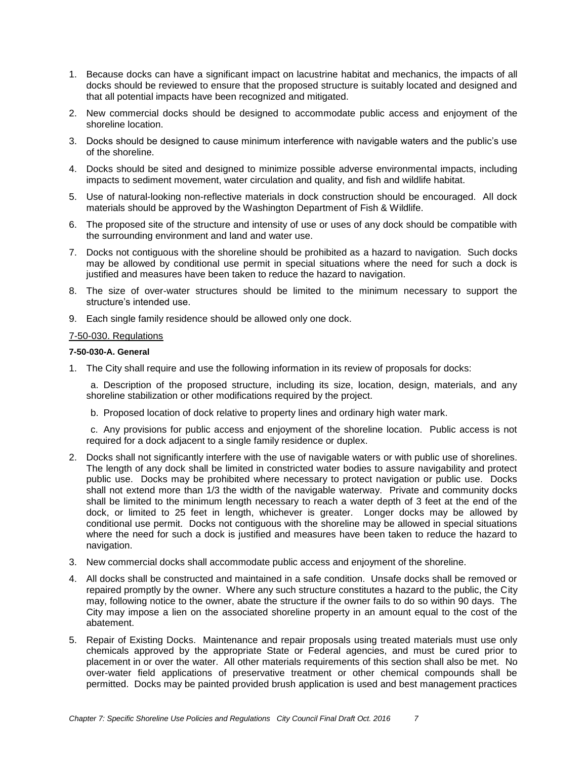1. Because docks can have a significant impact on lacustrine habitat and mechanics, the impacts of all docks should be reviewed to ensure that the proposed structure is suitably located and designed and that all potential impacts have been recognized and mitigated.
2. New commercial docks should be designed to accommodate public access and enjoyment of the shoreline location.
3. Docks should be designed to cause minimum interference with navigable waters and the public's use of the shoreline.
4. Docks should be sited and designed to minimize possible adverse environmental impacts, including impacts to sediment movement, water circulation and quality, and fish and wildlife habitat.
5. Use of natural-looking non-reflective materials in dock construction should be encouraged. All dock materials should be approved by the Washington Department of Fish & Wildlife.
6. The proposed site of the structure and intensity of use or uses of any dock should be compatible with the surrounding environment and land and water use.
7. Docks not contiguous with the shoreline should be prohibited as a hazard to navigation. Such docks may be allowed by conditional use permit in special situations where the need for such a dock is justified and measures have been taken to reduce the hazard to navigation.
8. The size of over-water structures should be limited to the minimum necessary to support the structure's intended use.
9. Each single family residence should be allowed only one dock.

## 7-50-030. Regulations

### 7-50-030-A. General

1. The City shall require and use the following information in its review of proposals for docks:

   a. Description of the proposed structure, including its size, location, design, materials, and any shoreline stabilization or other modifications required by the project.

   b. Proposed location of dock relative to property lines and ordinary high water mark.

   c. Any provisions for public access and enjoyment of the shoreline location. Public access is not required for a dock adjacent to a single family residence or duplex.

2. Docks shall not significantly interfere with the use of navigable waters or with public use of shorelines. The length of any dock shall be limited in constricted water bodies to assure navigability and protect public use. Docks may be prohibited where necessary to protect navigation or public use. Docks shall not extend more than 1/3 the width of the navigable waterway. Private and community docks shall be limited to the minimum length necessary to reach a water depth of 3 feet at the end of the dock, or limited to 25 feet in length, whichever is greater. Longer docks may be allowed by conditional use permit. Docks not contiguous with the shoreline may be allowed in special situations where the need for such a dock is justified and measures have been taken to reduce the hazard to navigation.
3. New commercial docks shall accommodate public access and enjoyment of the shoreline.
4. All docks shall be constructed and maintained in a safe condition. Unsafe docks shall be removed or repaired promptly by the owner. Where any such structure constitutes a hazard to the public, the City may, following notice to the owner, abate the structure if the owner fails to do so within 90 days. The City may impose a lien on the associated shoreline property in an amount equal to the cost of the abatement.
5. Repair of Existing Docks. Maintenance and repair proposals using treated materials must use only chemicals approved by the appropriate State or Federal agencies, and must be cured prior to placement in or over the water. All other materials requirements of this section shall also be met. No over-water field applications of preservative treatment or other chemical compounds shall be permitted. Docks may be painted provided brush application is used and best management practices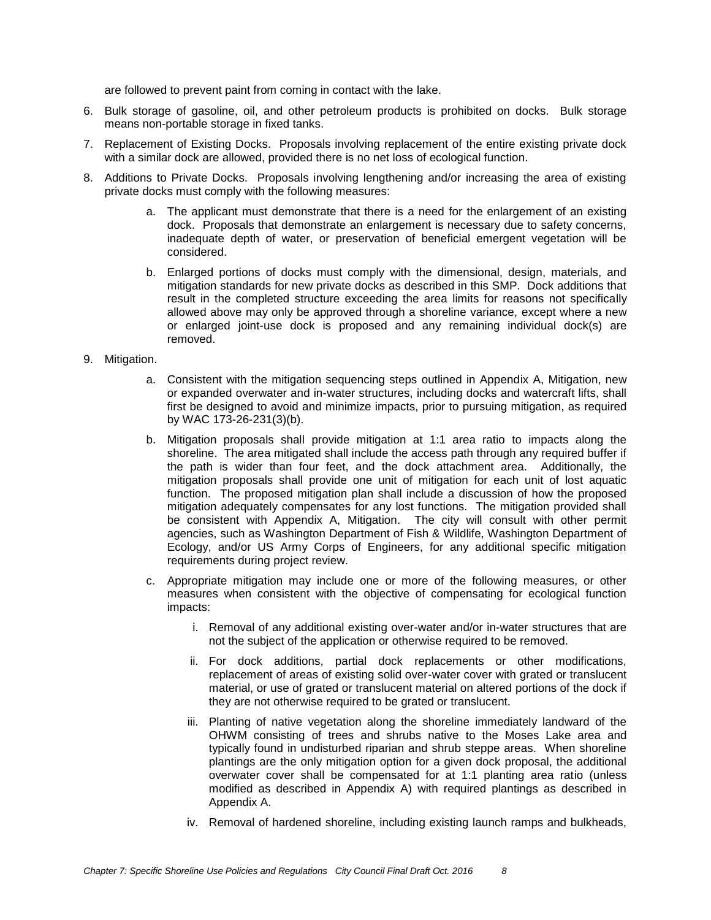are followed to prevent paint from coming in contact with the lake.

6. Bulk storage of gasoline, oil, and other petroleum products is prohibited on docks. Bulk storage means non-portable storage in fixed tanks.

7. Replacement of Existing Docks. Proposals involving replacement of the entire existing private dock with a similar dock are allowed, provided there is no net loss of ecological function.

8. Additions to Private Docks. Proposals involving lengthening and/or increasing the area of existing private docks must comply with the following measures:

   a. The applicant must demonstrate that there is a need for the enlargement of an existing dock. Proposals that demonstrate an enlargement is necessary due to safety concerns, inadequate depth of water, or preservation of beneficial emergent vegetation will be considered.

   b. Enlarged portions of docks must comply with the dimensional, design, materials, and mitigation standards for new private docks as described in this SMP. Dock additions that result in the completed structure exceeding the area limits for reasons not specifically allowed above may only be approved through a shoreline variance, except where a new or enlarged joint-use dock is proposed and any remaining individual dock(s) are removed.

9. Mitigation.

   a. Consistent with the mitigation sequencing steps outlined in Appendix A, Mitigation, new or expanded overwater and in-water structures, including docks and watercraft lifts, shall first be designed to avoid and minimize impacts, prior to pursuing mitigation, as required by WAC 173-26-231(3)(b).

   b. Mitigation proposals shall provide mitigation at 1:1 area ratio to impacts along the shoreline. The area mitigated shall include the access path through any required buffer if the path is wider than four feet, and the dock attachment area. Additionally, the mitigation proposals shall provide one unit of mitigation for each unit of lost aquatic function. The proposed mitigation plan shall include a discussion of how the proposed mitigation adequately compensates for any lost functions. The mitigation provided shall be consistent with Appendix A, Mitigation. The city will consult with other permit agencies, such as Washington Department of Fish & Wildlife, Washington Department of Ecology, and/or US Army Corps of Engineers, for any additional specific mitigation requirements during project review.

   c. Appropriate mitigation may include one or more of the following measures, or other measures when consistent with the objective of compensating for ecological function impacts:

      i. Removal of any additional existing over-water and/or in-water structures that are not the subject of the application or otherwise required to be removed.

      ii. For dock additions, partial dock replacements or other modifications, replacement of areas of existing solid over-water cover with grated or translucent material, or use of grated or translucent material on altered portions of the dock if they are not otherwise required to be grated or translucent.

      iii. Planting of native vegetation along the shoreline immediately landward of the OHWM consisting of trees and shrubs native to the Moses Lake area and typically found in undisturbed riparian and shrub steppe areas. When shoreline plantings are the only mitigation option for a given dock proposal, the additional overwater cover shall be compensated for at 1:1 planting area ratio (unless modified as described in Appendix A) with required plantings as described in Appendix A.

      iv. Removal of hardened shoreline, including existing launch ramps and bulkheads,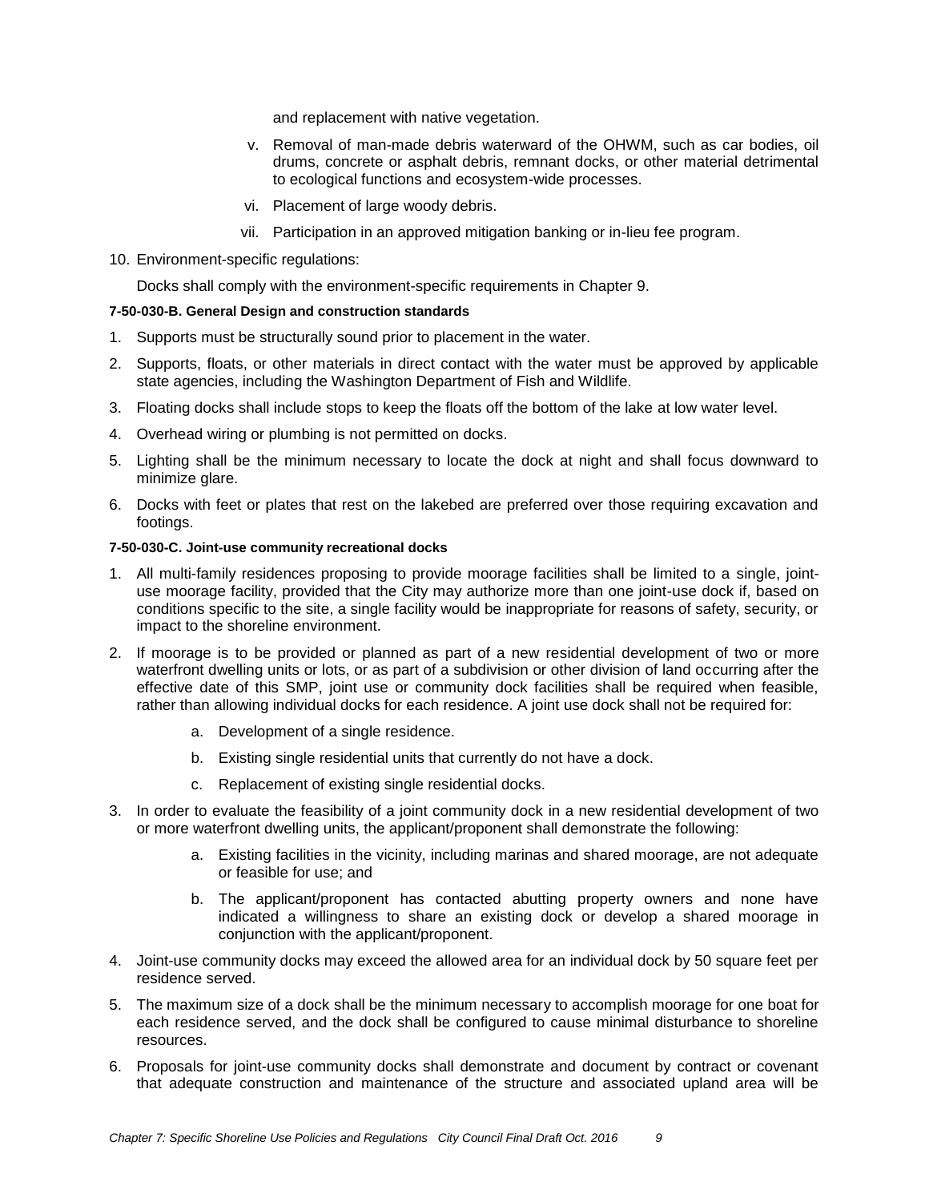and replacement with native vegetation.

v. Removal of man-made debris waterward of the OHWM, such as car bodies, oil drums, concrete or asphalt debris, remnant docks, or other material detrimental to ecological functions and ecosystem-wide processes.

vi. Placement of large woody debris.

vii. Participation in an approved mitigation banking or in-lieu fee program.

10. Environment-specific regulations:

    Docks shall comply with the environment-specific requirements in Chapter 9.

#### 7-50-030-B. General Design and construction standards

1. Supports must be structurally sound prior to placement in the water.
2. Supports, floats, or other materials in direct contact with the water must be approved by applicable state agencies, including the Washington Department of Fish and Wildlife.
3. Floating docks shall include stops to keep the floats off the bottom of the lake at low water level.
4. Overhead wiring or plumbing is not permitted on docks.
5. Lighting shall be the minimum necessary to locate the dock at night and shall focus downward to minimize glare.
6. Docks with feet or plates that rest on the lakebed are preferred over those requiring excavation and footings.

#### 7-50-030-C. Joint-use community recreational docks

1. All multi-family residences proposing to provide moorage facilities shall be limited to a single, joint-use moorage facility, provided that the City may authorize more than one joint-use dock if, based on conditions specific to the site, a single facility would be inappropriate for reasons of safety, security, or impact to the shoreline environment.
2. If moorage is to be provided or planned as part of a new residential development of two or more waterfront dwelling units or lots, or as part of a subdivision or other division of land occurring after the effective date of this SMP, joint use or community dock facilities shall be required when feasible, rather than allowing individual docks for each residence. A joint use dock shall not be required for:
    a. Development of a single residence.
    b. Existing single residential units that currently do not have a dock.
    c. Replacement of existing single residential docks.
3. In order to evaluate the feasibility of a joint community dock in a new residential development of two or more waterfront dwelling units, the applicant/proponent shall demonstrate the following:
    a. Existing facilities in the vicinity, including marinas and shared moorage, are not adequate or feasible for use; and
    b. The applicant/proponent has contacted abutting property owners and none have indicated a willingness to share an existing dock or develop a shared moorage in conjunction with the applicant/proponent.
4. Joint-use community docks may exceed the allowed area for an individual dock by 50 square feet per residence served.
5. The maximum size of a dock shall be the minimum necessary to accomplish moorage for one boat for each residence served, and the dock shall be configured to cause minimal disturbance to shoreline resources.
6. Proposals for joint-use community docks shall demonstrate and document by contract or covenant that adequate construction and maintenance of the structure and associated upland area will be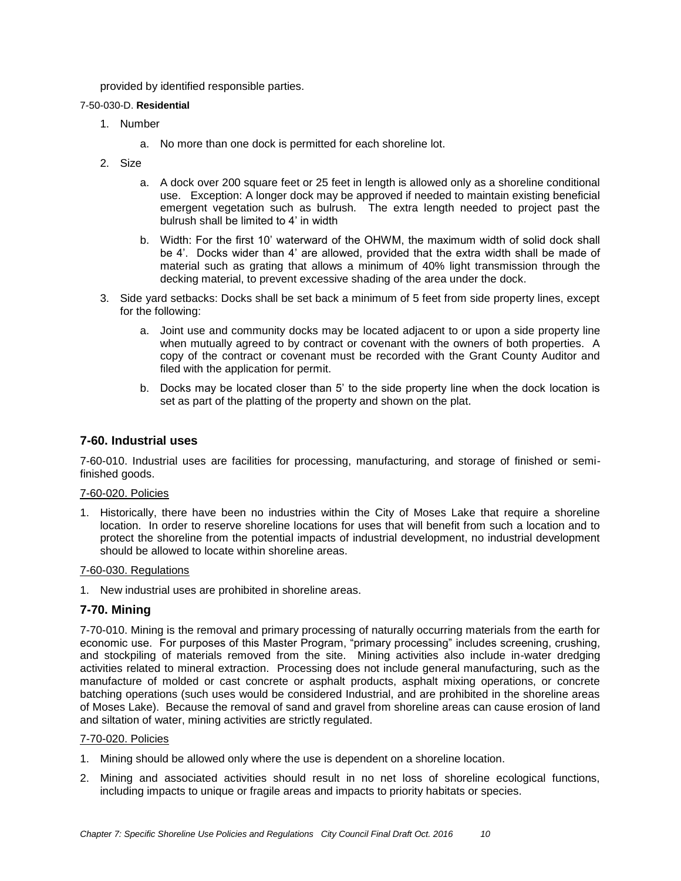provided by identified responsible parties.

7-50-030-D. **Residential**

1. Number
    a. No more than one dock is permitted for each shoreline lot.
2. Size
    a. A dock over 200 square feet or 25 feet in length is allowed only as a shoreline conditional use. Exception: A longer dock may be approved if needed to maintain existing beneficial emergent vegetation such as bulrush. The extra length needed to project past the bulrush shall be limited to 4' in width
    b. Width: For the first 10' waterward of the OHWM, the maximum width of solid dock shall be 4'. Docks wider than 4' are allowed, provided that the extra width shall be made of material such as grating that allows a minimum of 40% light transmission through the decking material, to prevent excessive shading of the area under the dock.
3. Side yard setbacks: Docks shall be set back a minimum of 5 feet from side property lines, except for the following:
    a. Joint use and community docks may be located adjacent to or upon a side property line when mutually agreed to by contract or covenant with the owners of both properties. A copy of the contract or covenant must be recorded with the Grant County Auditor and filed with the application for permit.
    b. Docks may be located closer than 5' to the side property line when the dock location is set as part of the platting of the property and shown on the plat.

## 7-60. Industrial uses

7-60-010. Industrial uses are facilities for processing, manufacturing, and storage of finished or semi-finished goods.

7-60-020. Policies

1. Historically, there have been no industries within the City of Moses Lake that require a shoreline location. In order to reserve shoreline locations for uses that will benefit from such a location and to protect the shoreline from the potential impacts of industrial development, no industrial development should be allowed to locate within shoreline areas.

7-60-030. Regulations

1. New industrial uses are prohibited in shoreline areas.

## 7-70. Mining

7-70-010. Mining is the removal and primary processing of naturally occurring materials from the earth for economic use. For purposes of this Master Program, "primary processing" includes screening, crushing, and stockpiling of materials removed from the site. Mining activities also include in-water dredging activities related to mineral extraction. Processing does not include general manufacturing, such as the manufacture of molded or cast concrete or asphalt products, asphalt mixing operations, or concrete batching operations (such uses would be considered Industrial, and are prohibited in the shoreline areas of Moses Lake). Because the removal of sand and gravel from shoreline areas can cause erosion of land and siltation of water, mining activities are strictly regulated.

7-70-020. Policies

1. Mining should be allowed only where the use is dependent on a shoreline location.
2. Mining and associated activities should result in no net loss of shoreline ecological functions, including impacts to unique or fragile areas and impacts to priority habitats or species.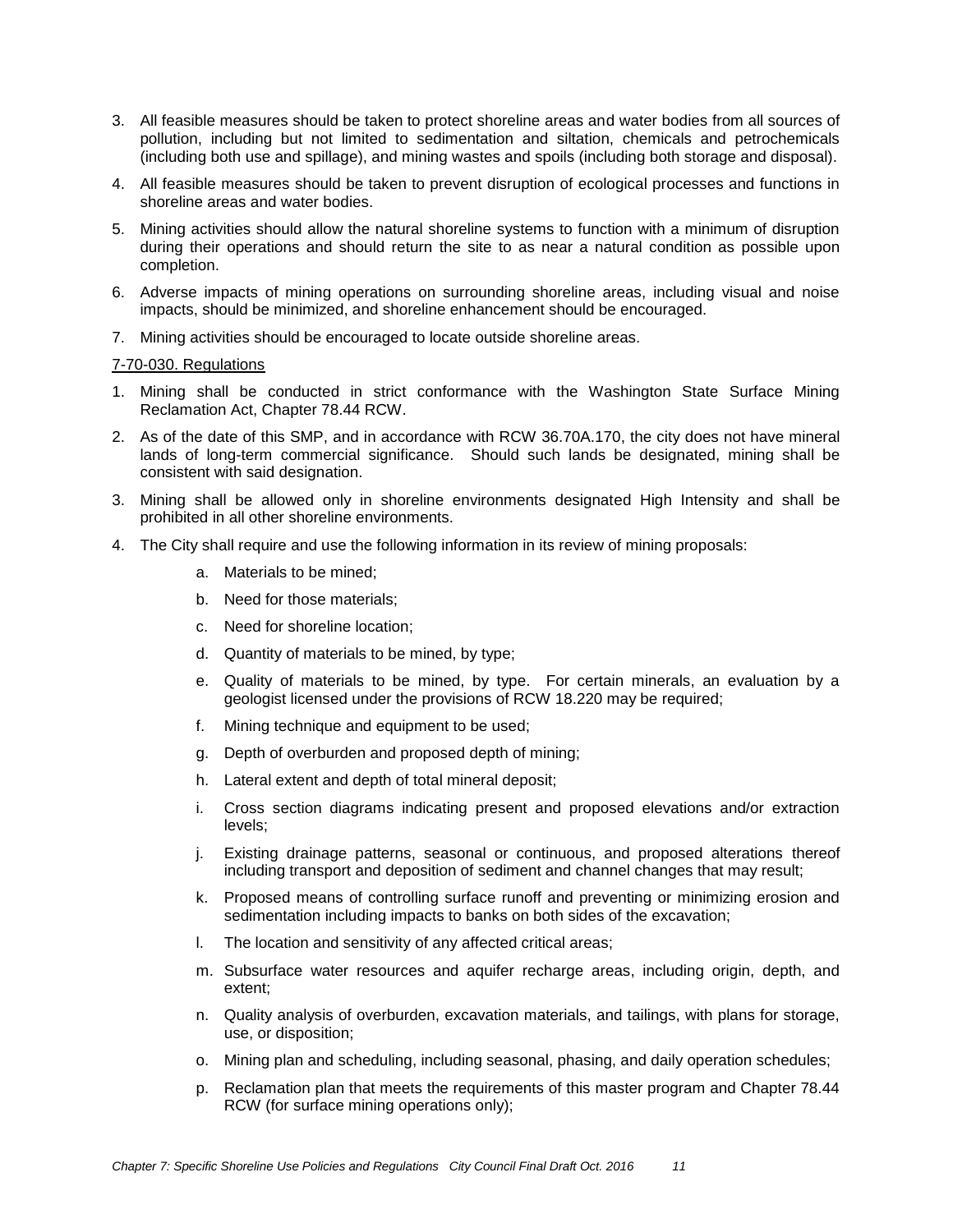3. All feasible measures should be taken to protect shoreline areas and water bodies from all sources of pollution, including but not limited to sedimentation and siltation, chemicals and petrochemicals (including both use and spillage), and mining wastes and spoils (including both storage and disposal).
4. All feasible measures should be taken to prevent disruption of ecological processes and functions in shoreline areas and water bodies.
5. Mining activities should allow the natural shoreline systems to function with a minimum of disruption during their operations and should return the site to as near a natural condition as possible upon completion.
6. Adverse impacts of mining operations on surrounding shoreline areas, including visual and noise impacts, should be minimized, and shoreline enhancement should be encouraged.
7. Mining activities should be encouraged to locate outside shoreline areas.

7-70-030. Regulations

1. Mining shall be conducted in strict conformance with the Washington State Surface Mining Reclamation Act, Chapter 78.44 RCW.
2. As of the date of this SMP, and in accordance with RCW 36.70A.170, the city does not have mineral lands of long-term commercial significance. Should such lands be designated, mining shall be consistent with said designation.
3. Mining shall be allowed only in shoreline environments designated High Intensity and shall be prohibited in all other shoreline environments.
4. The City shall require and use the following information in its review of mining proposals:
    a. Materials to be mined;
    b. Need for those materials;
    c. Need for shoreline location;
    d. Quantity of materials to be mined, by type;
    e. Quality of materials to be mined, by type. For certain minerals, an evaluation by a geologist licensed under the provisions of RCW 18.220 may be required;
    f. Mining technique and equipment to be used;
    g. Depth of overburden and proposed depth of mining;
    h. Lateral extent and depth of total mineral deposit;
    i. Cross section diagrams indicating present and proposed elevations and/or extraction levels;
    j. Existing drainage patterns, seasonal or continuous, and proposed alterations thereof including transport and deposition of sediment and channel changes that may result;
    k. Proposed means of controlling surface runoff and preventing or minimizing erosion and sedimentation including impacts to banks on both sides of the excavation;
    l. The location and sensitivity of any affected critical areas;
    m. Subsurface water resources and aquifer recharge areas, including origin, depth, and extent;
    n. Quality analysis of overburden, excavation materials, and tailings, with plans for storage, use, or disposition;
    o. Mining plan and scheduling, including seasonal, phasing, and daily operation schedules;
    p. Reclamation plan that meets the requirements of this master program and Chapter 78.44 RCW (for surface mining operations only);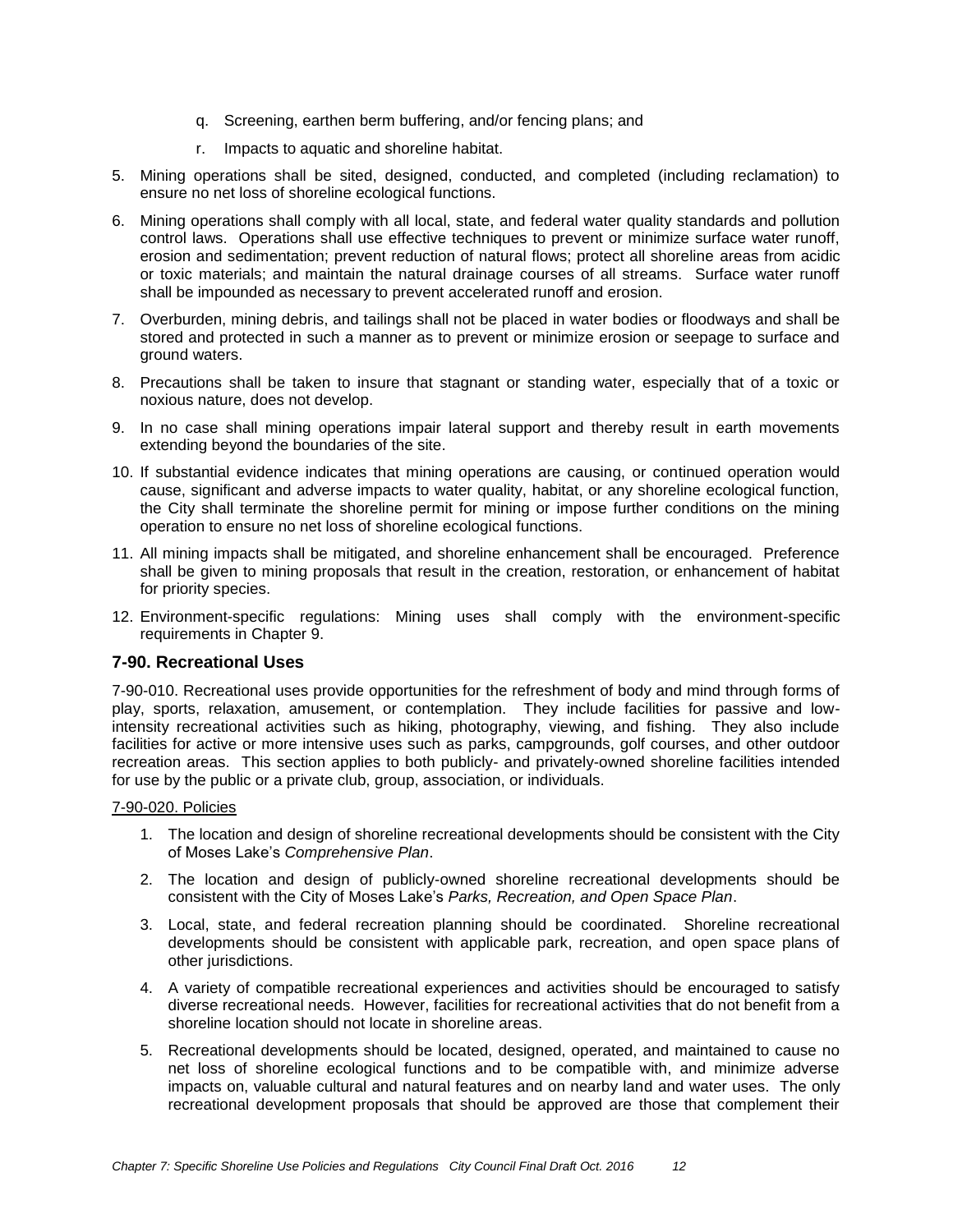q. Screening, earthen berm buffering, and/or fencing plans; and

   r. Impacts to aquatic and shoreline habitat.

5. Mining operations shall be sited, designed, conducted, and completed (including reclamation) to ensure no net loss of shoreline ecological functions.

6. Mining operations shall comply with all local, state, and federal water quality standards and pollution control laws. Operations shall use effective techniques to prevent or minimize surface water runoff, erosion and sedimentation; prevent reduction of natural flows; protect all shoreline areas from acidic or toxic materials; and maintain the natural drainage courses of all streams. Surface water runoff shall be impounded as necessary to prevent accelerated runoff and erosion.

7. Overburden, mining debris, and tailings shall not be placed in water bodies or floodways and shall be stored and protected in such a manner as to prevent or minimize erosion or seepage to surface and ground waters.

8. Precautions shall be taken to insure that stagnant or standing water, especially that of a toxic or noxious nature, does not develop.

9. In no case shall mining operations impair lateral support and thereby result in earth movements extending beyond the boundaries of the site.

10. If substantial evidence indicates that mining operations are causing, or continued operation would cause, significant and adverse impacts to water quality, habitat, or any shoreline ecological function, the City shall terminate the shoreline permit for mining or impose further conditions on the mining operation to ensure no net loss of shoreline ecological functions.

11. All mining impacts shall be mitigated, and shoreline enhancement shall be encouraged. Preference shall be given to mining proposals that result in the creation, restoration, or enhancement of habitat for priority species.

12. Environment-specific regulations: Mining uses shall comply with the environment-specific requirements in Chapter 9.

## 7-90. Recreational Uses

7-90-010. Recreational uses provide opportunities for the refreshment of body and mind through forms of play, sports, relaxation, amusement, or contemplation. They include facilities for passive and low-intensity recreational activities such as hiking, photography, viewing, and fishing. They also include facilities for active or more intensive uses such as parks, campgrounds, golf courses, and other outdoor recreation areas. This section applies to both publicly- and privately-owned shoreline facilities intended for use by the public or a private club, group, association, or individuals.

7-90-020. Policies

1. The location and design of shoreline recreational developments should be consistent with the City of Moses Lake's *Comprehensive Plan*.

2. The location and design of publicly-owned shoreline recreational developments should be consistent with the City of Moses Lake's *Parks, Recreation, and Open Space Plan*.

3. Local, state, and federal recreation planning should be coordinated. Shoreline recreational developments should be consistent with applicable park, recreation, and open space plans of other jurisdictions.

4. A variety of compatible recreational experiences and activities should be encouraged to satisfy diverse recreational needs. However, facilities for recreational activities that do not benefit from a shoreline location should not locate in shoreline areas.

5. Recreational developments should be located, designed, operated, and maintained to cause no net loss of shoreline ecological functions and to be compatible with, and minimize adverse impacts on, valuable cultural and natural features and on nearby land and water uses. The only recreational development proposals that should be approved are those that complement their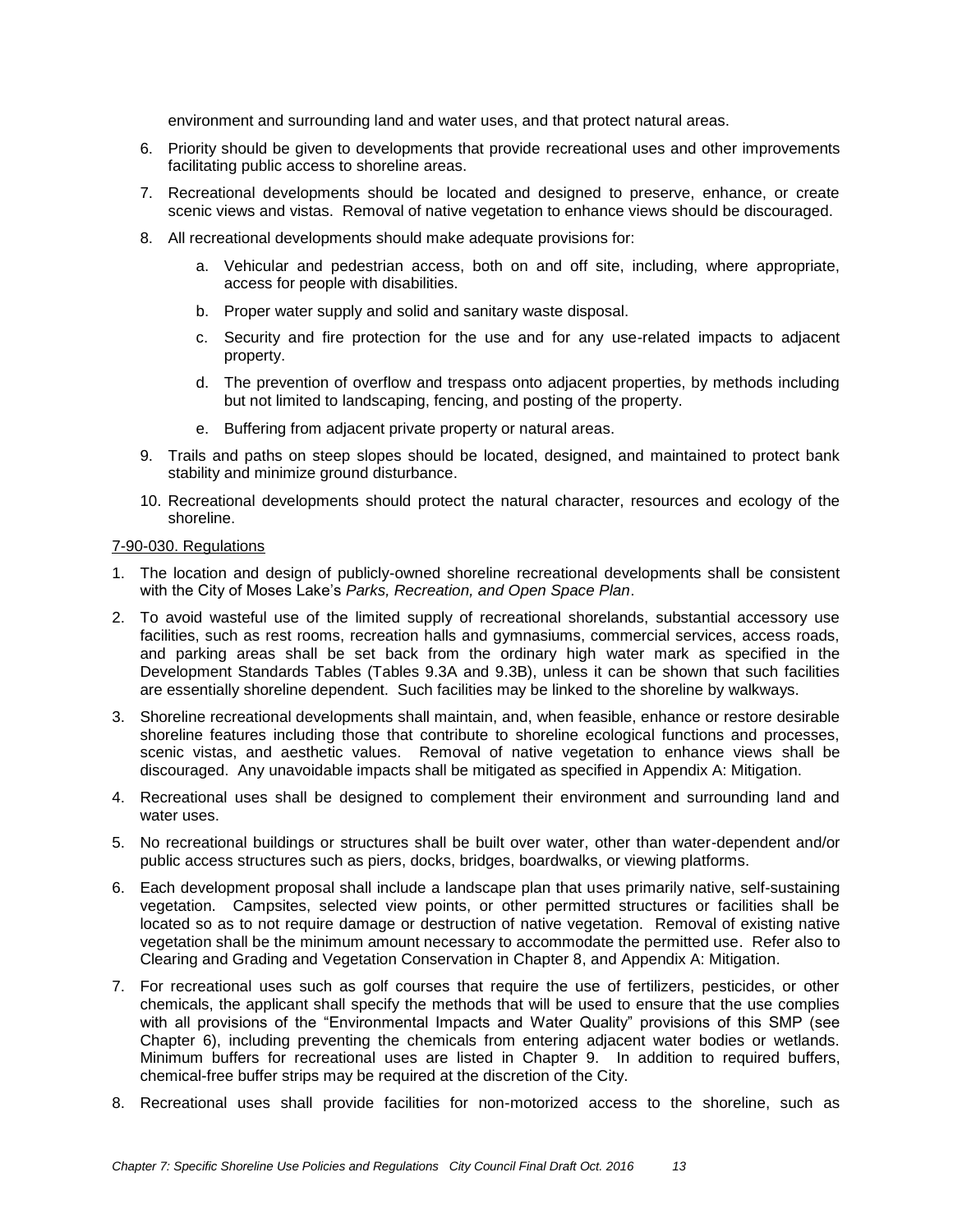environment and surrounding land and water uses, and that protect natural areas.

6. Priority should be given to developments that provide recreational uses and other improvements facilitating public access to shoreline areas.
7. Recreational developments should be located and designed to preserve, enhance, or create scenic views and vistas. Removal of native vegetation to enhance views should be discouraged.
8. All recreational developments should make adequate provisions for:
   a. Vehicular and pedestrian access, both on and off site, including, where appropriate, access for people with disabilities.
   b. Proper water supply and solid and sanitary waste disposal.
   c. Security and fire protection for the use and for any use-related impacts to adjacent property.
   d. The prevention of overflow and trespass onto adjacent properties, by methods including but not limited to landscaping, fencing, and posting of the property.
   e. Buffering from adjacent private property or natural areas.
9. Trails and paths on steep slopes should be located, designed, and maintained to protect bank stability and minimize ground disturbance.
10. Recreational developments should protect the natural character, resources and ecology of the shoreline.

<u>7-90-030. Regulations</u>

1. The location and design of publicly-owned shoreline recreational developments shall be consistent with the City of Moses Lake's *Parks, Recreation, and Open Space Plan*.
2. To avoid wasteful use of the limited supply of recreational shorelands, substantial accessory use facilities, such as rest rooms, recreation halls and gymnasiums, commercial services, access roads, and parking areas shall be set back from the ordinary high water mark as specified in the Development Standards Tables (Tables 9.3A and 9.3B), unless it can be shown that such facilities are essentially shoreline dependent. Such facilities may be linked to the shoreline by walkways.
3. Shoreline recreational developments shall maintain, and, when feasible, enhance or restore desirable shoreline features including those that contribute to shoreline ecological functions and processes, scenic vistas, and aesthetic values. Removal of native vegetation to enhance views shall be discouraged. Any unavoidable impacts shall be mitigated as specified in Appendix A: Mitigation.
4. Recreational uses shall be designed to complement their environment and surrounding land and water uses.
5. No recreational buildings or structures shall be built over water, other than water-dependent and/or public access structures such as piers, docks, bridges, boardwalks, or viewing platforms.
6. Each development proposal shall include a landscape plan that uses primarily native, self-sustaining vegetation. Campsites, selected view points, or other permitted structures or facilities shall be located so as to not require damage or destruction of native vegetation. Removal of existing native vegetation shall be the minimum amount necessary to accommodate the permitted use. Refer also to Clearing and Grading and Vegetation Conservation in Chapter 8, and Appendix A: Mitigation.
7. For recreational uses such as golf courses that require the use of fertilizers, pesticides, or other chemicals, the applicant shall specify the methods that will be used to ensure that the use complies with all provisions of the "Environmental Impacts and Water Quality" provisions of this SMP (see Chapter 6), including preventing the chemicals from entering adjacent water bodies or wetlands. Minimum buffers for recreational uses are listed in Chapter 9. In addition to required buffers, chemical-free buffer strips may be required at the discretion of the City.
8. Recreational uses shall provide facilities for non-motorized access to the shoreline, such as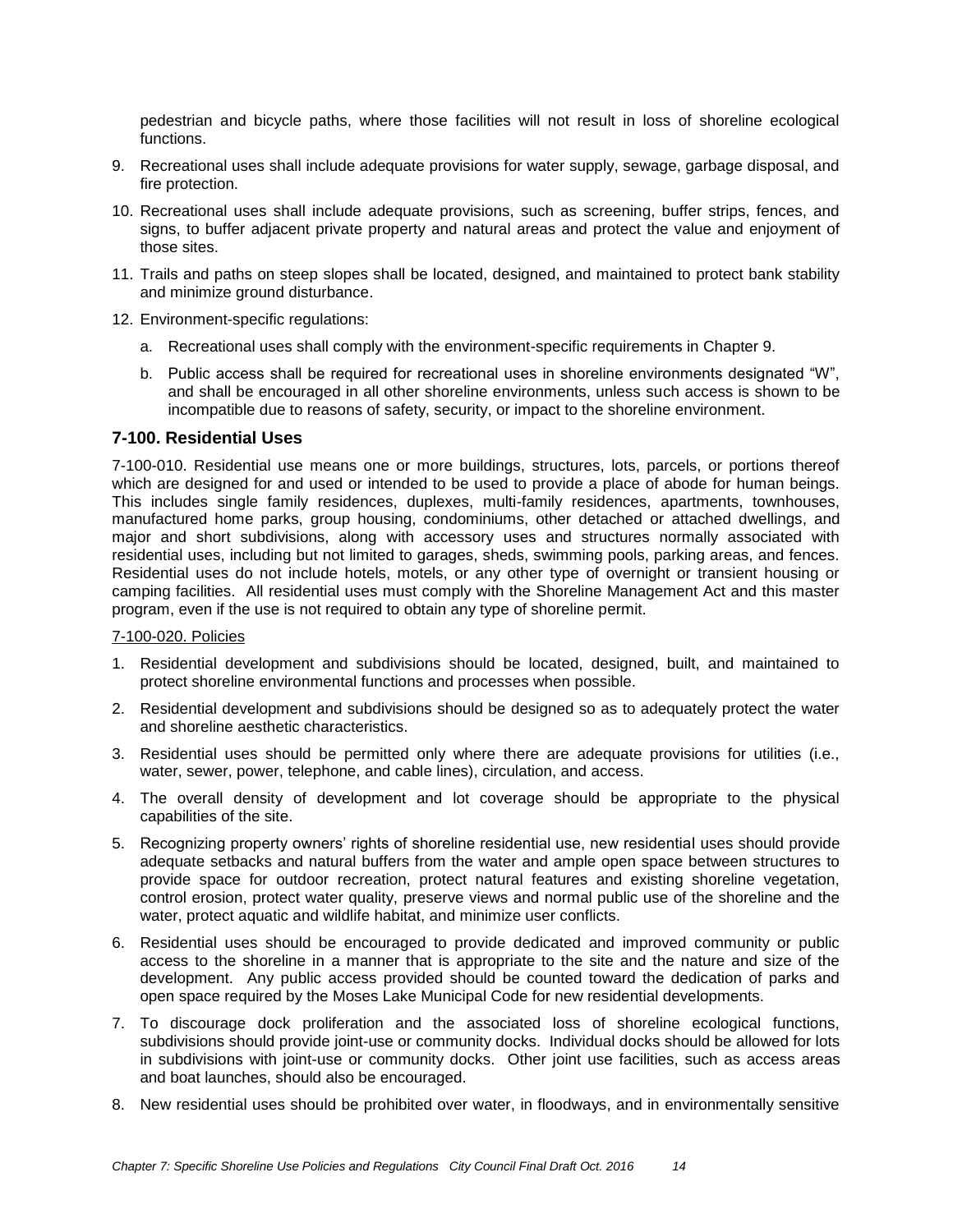pedestrian and bicycle paths, where those facilities will not result in loss of shoreline ecological functions.

9. Recreational uses shall include adequate provisions for water supply, sewage, garbage disposal, and fire protection.
10. Recreational uses shall include adequate provisions, such as screening, buffer strips, fences, and signs, to buffer adjacent private property and natural areas and protect the value and enjoyment of those sites.
11. Trails and paths on steep slopes shall be located, designed, and maintained to protect bank stability and minimize ground disturbance.
12. Environment-specific regulations:
    a. Recreational uses shall comply with the environment-specific requirements in Chapter 9.
    b. Public access shall be required for recreational uses in shoreline environments designated "W", and shall be encouraged in all other shoreline environments, unless such access is shown to be incompatible due to reasons of safety, security, or impact to the shoreline environment.

## 7-100. Residential Uses

7-100-010. Residential use means one or more buildings, structures, lots, parcels, or portions thereof which are designed for and used or intended to be used to provide a place of abode for human beings. This includes single family residences, duplexes, multi-family residences, apartments, townhouses, manufactured home parks, group housing, condominiums, other detached or attached dwellings, and major and short subdivisions, along with accessory uses and structures normally associated with residential uses, including but not limited to garages, sheds, swimming pools, parking areas, and fences. Residential uses do not include hotels, motels, or any other type of overnight or transient housing or camping facilities. All residential uses must comply with the Shoreline Management Act and this master program, even if the use is not required to obtain any type of shoreline permit.

7-100-020. Policies

1. Residential development and subdivisions should be located, designed, built, and maintained to protect shoreline environmental functions and processes when possible.
2. Residential development and subdivisions should be designed so as to adequately protect the water and shoreline aesthetic characteristics.
3. Residential uses should be permitted only where there are adequate provisions for utilities (i.e., water, sewer, power, telephone, and cable lines), circulation, and access.
4. The overall density of development and lot coverage should be appropriate to the physical capabilities of the site.
5. Recognizing property owners' rights of shoreline residential use, new residential uses should provide adequate setbacks and natural buffers from the water and ample open space between structures to provide space for outdoor recreation, protect natural features and existing shoreline vegetation, control erosion, protect water quality, preserve views and normal public use of the shoreline and the water, protect aquatic and wildlife habitat, and minimize user conflicts.
6. Residential uses should be encouraged to provide dedicated and improved community or public access to the shoreline in a manner that is appropriate to the site and the nature and size of the development. Any public access provided should be counted toward the dedication of parks and open space required by the Moses Lake Municipal Code for new residential developments.
7. To discourage dock proliferation and the associated loss of shoreline ecological functions, subdivisions should provide joint-use or community docks. Individual docks should be allowed for lots in subdivisions with joint-use or community docks. Other joint use facilities, such as access areas and boat launches, should also be encouraged.
8. New residential uses should be prohibited over water, in floodways, and in environmentally sensitive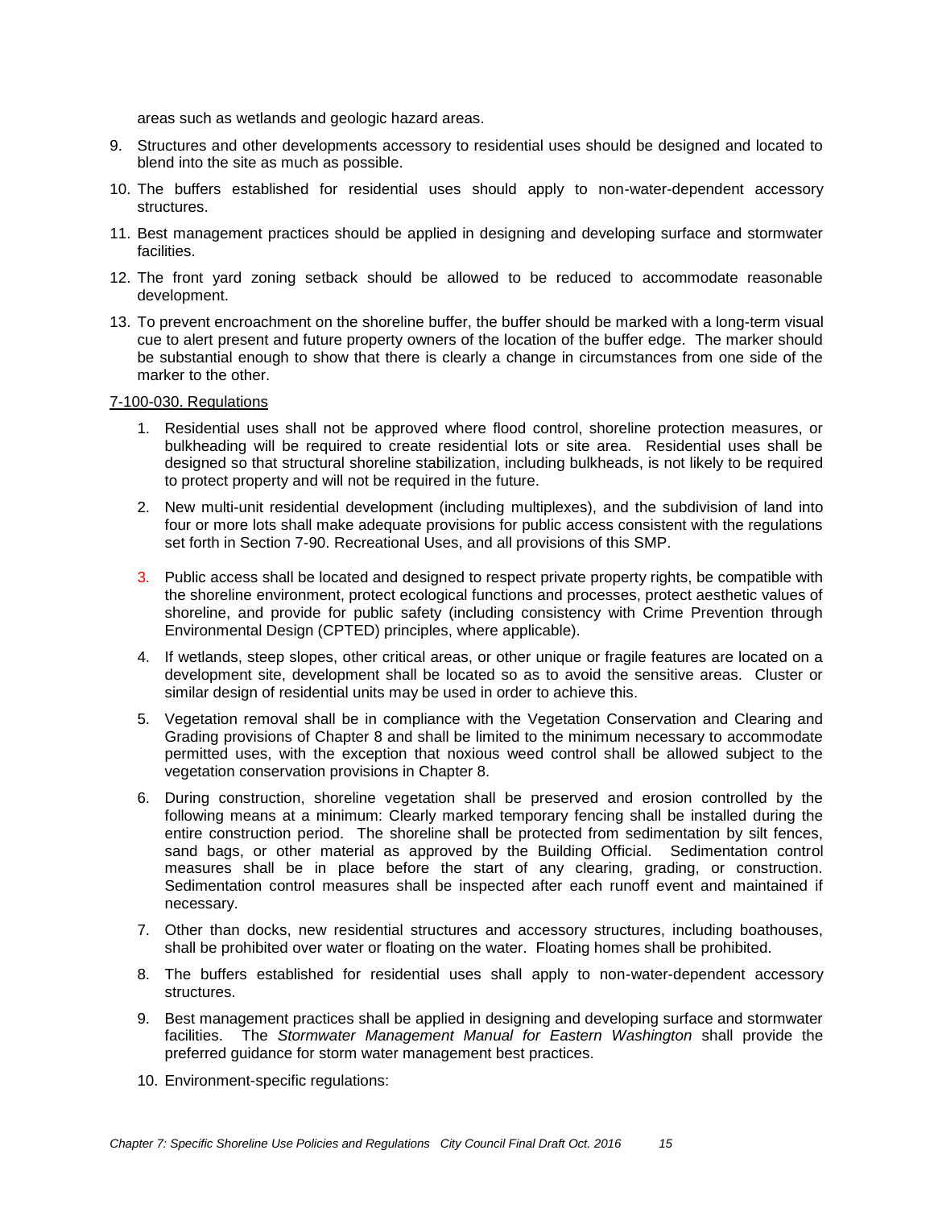areas such as wetlands and geologic hazard areas.

9. Structures and other developments accessory to residential uses should be designed and located to blend into the site as much as possible.
10. The buffers established for residential uses should apply to non-water-dependent accessory structures.
11. Best management practices should be applied in designing and developing surface and stormwater facilities.
12. The front yard zoning setback should be allowed to be reduced to accommodate reasonable development.
13. To prevent encroachment on the shoreline buffer, the buffer should be marked with a long-term visual cue to alert present and future property owners of the location of the buffer edge. The marker should be substantial enough to show that there is clearly a change in circumstances from one side of the marker to the other.

7-100-030. Regulations

1. Residential uses shall not be approved where flood control, shoreline protection measures, or bulkheading will be required to create residential lots or site area. Residential uses shall be designed so that structural shoreline stabilization, including bulkheads, is not likely to be required to protect property and will not be required in the future.
2. New multi-unit residential development (including multiplexes), and the subdivision of land into four or more lots shall make adequate provisions for public access consistent with the regulations set forth in Section 7-90. Recreational Uses, and all provisions of this SMP.
3. Public access shall be located and designed to respect private property rights, be compatible with the shoreline environment, protect ecological functions and processes, protect aesthetic values of shoreline, and provide for public safety (including consistency with Crime Prevention through Environmental Design (CPTED) principles, where applicable).
4. If wetlands, steep slopes, other critical areas, or other unique or fragile features are located on a development site, development shall be located so as to avoid the sensitive areas. Cluster or similar design of residential units may be used in order to achieve this.
5. Vegetation removal shall be in compliance with the Vegetation Conservation and Clearing and Grading provisions of Chapter 8 and shall be limited to the minimum necessary to accommodate permitted uses, with the exception that noxious weed control shall be allowed subject to the vegetation conservation provisions in Chapter 8.
6. During construction, shoreline vegetation shall be preserved and erosion controlled by the following means at a minimum: Clearly marked temporary fencing shall be installed during the entire construction period. The shoreline shall be protected from sedimentation by silt fences, sand bags, or other material as approved by the Building Official. Sedimentation control measures shall be in place before the start of any clearing, grading, or construction. Sedimentation control measures shall be inspected after each runoff event and maintained if necessary.
7. Other than docks, new residential structures and accessory structures, including boathouses, shall be prohibited over water or floating on the water. Floating homes shall be prohibited.
8. The buffers established for residential uses shall apply to non-water-dependent accessory structures.
9. Best management practices shall be applied in designing and developing surface and stormwater facilities. The *Stormwater Management Manual for Eastern Washington* shall provide the preferred guidance for storm water management best practices.
10. Environment-specific regulations: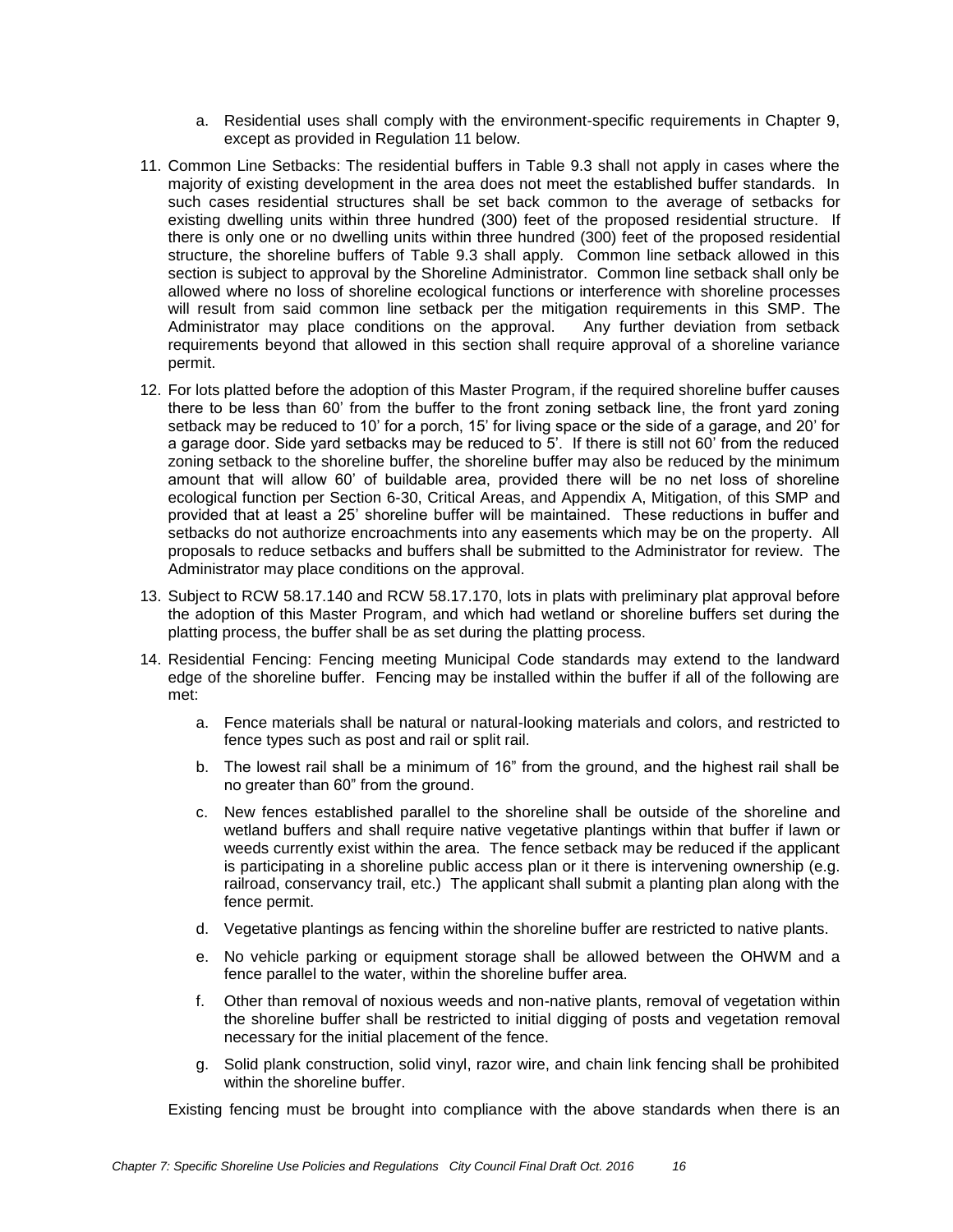a. Residential uses shall comply with the environment-specific requirements in Chapter 9, except as provided in Regulation 11 below.

11. Common Line Setbacks: The residential buffers in Table 9.3 shall not apply in cases where the majority of existing development in the area does not meet the established buffer standards. In such cases residential structures shall be set back common to the average of setbacks for existing dwelling units within three hundred (300) feet of the proposed residential structure. If there is only one or no dwelling units within three hundred (300) feet of the proposed residential structure, the shoreline buffers of Table 9.3 shall apply. Common line setback allowed in this section is subject to approval by the Shoreline Administrator. Common line setback shall only be allowed where no loss of shoreline ecological functions or interference with shoreline processes will result from said common line setback per the mitigation requirements in this SMP. The Administrator may place conditions on the approval. Any further deviation from setback requirements beyond that allowed in this section shall require approval of a shoreline variance permit.

12. For lots platted before the adoption of this Master Program, if the required shoreline buffer causes there to be less than 60' from the buffer to the front zoning setback line, the front yard zoning setback may be reduced to 10' for a porch, 15' for living space or the side of a garage, and 20' for a garage door. Side yard setbacks may be reduced to 5'. If there is still not 60' from the reduced zoning setback to the shoreline buffer, the shoreline buffer may also be reduced by the minimum amount that will allow 60' of buildable area, provided there will be no net loss of shoreline ecological function per Section 6-30, Critical Areas, and Appendix A, Mitigation, of this SMP and provided that at least a 25' shoreline buffer will be maintained. These reductions in buffer and setbacks do not authorize encroachments into any easements which may be on the property. All proposals to reduce setbacks and buffers shall be submitted to the Administrator for review. The Administrator may place conditions on the approval.

13. Subject to RCW 58.17.140 and RCW 58.17.170, lots in plats with preliminary plat approval before the adoption of this Master Program, and which had wetland or shoreline buffers set during the platting process, the buffer shall be as set during the platting process.

14. Residential Fencing: Fencing meeting Municipal Code standards may extend to the landward edge of the shoreline buffer. Fencing may be installed within the buffer if all of the following are met:

    a. Fence materials shall be natural or natural-looking materials and colors, and restricted to fence types such as post and rail or split rail.

    b. The lowest rail shall be a minimum of 16" from the ground, and the highest rail shall be no greater than 60" from the ground.

    c. New fences established parallel to the shoreline shall be outside of the shoreline and wetland buffers and shall require native vegetative plantings within that buffer if lawn or weeds currently exist within the area. The fence setback may be reduced if the applicant is participating in a shoreline public access plan or it there is intervening ownership (e.g. railroad, conservancy trail, etc.) The applicant shall submit a planting plan along with the fence permit.

    d. Vegetative plantings as fencing within the shoreline buffer are restricted to native plants.

    e. No vehicle parking or equipment storage shall be allowed between the OHWM and a fence parallel to the water, within the shoreline buffer area.

    f. Other than removal of noxious weeds and non-native plants, removal of vegetation within the shoreline buffer shall be restricted to initial digging of posts and vegetation removal necessary for the initial placement of the fence.

    g. Solid plank construction, solid vinyl, razor wire, and chain link fencing shall be prohibited within the shoreline buffer.

    Existing fencing must be brought into compliance with the above standards when there is an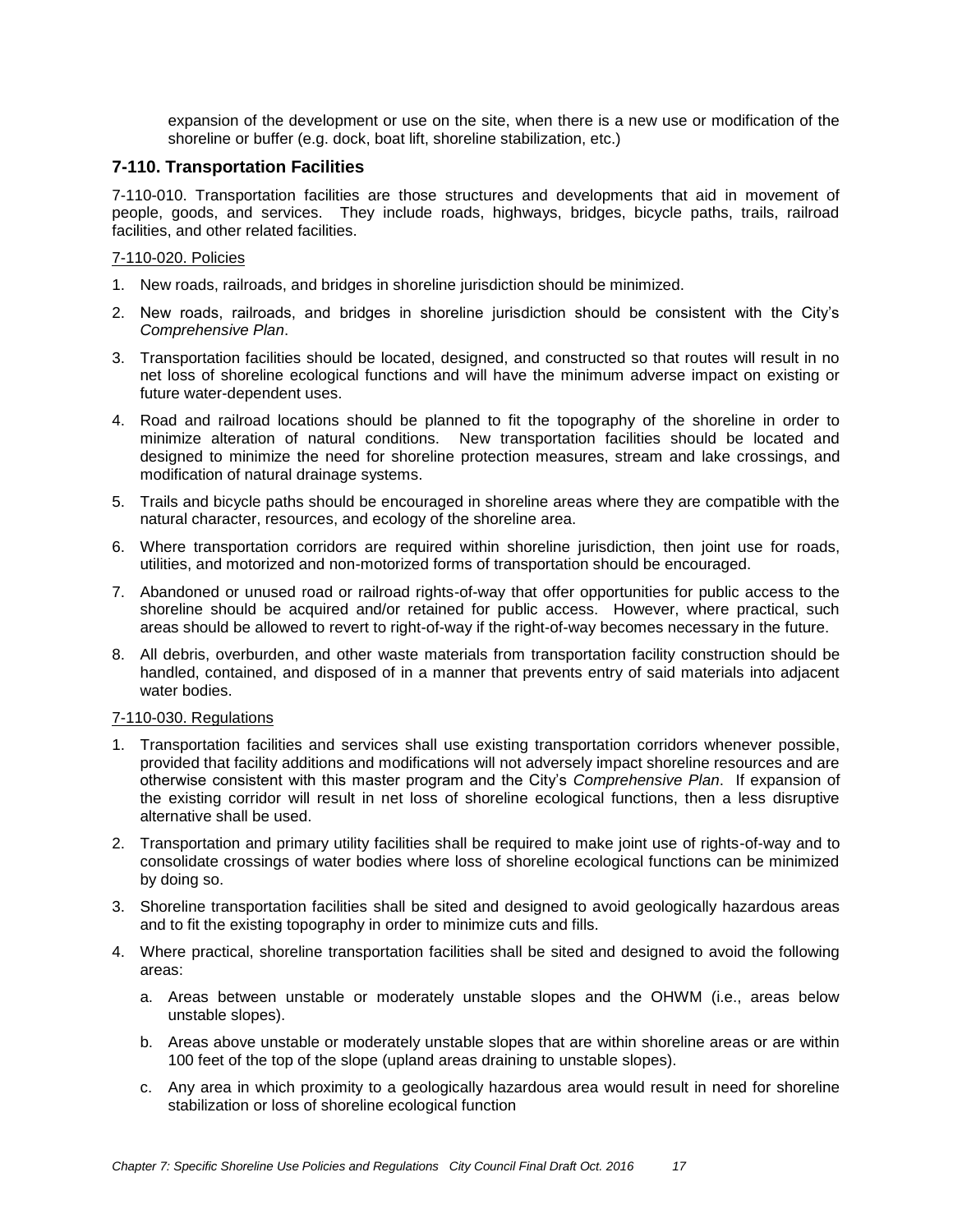expansion of the development or use on the site, when there is a new use or modification of the shoreline or buffer (e.g. dock, boat lift, shoreline stabilization, etc.)

## 7-110. Transportation Facilities

7-110-010. Transportation facilities are those structures and developments that aid in movement of people, goods, and services. They include roads, highways, bridges, bicycle paths, trails, railroad facilities, and other related facilities.

7-110-020. Policies

1. New roads, railroads, and bridges in shoreline jurisdiction should be minimized.
2. New roads, railroads, and bridges in shoreline jurisdiction should be consistent with the City's *Comprehensive Plan*.
3. Transportation facilities should be located, designed, and constructed so that routes will result in no net loss of shoreline ecological functions and will have the minimum adverse impact on existing or future water-dependent uses.
4. Road and railroad locations should be planned to fit the topography of the shoreline in order to minimize alteration of natural conditions. New transportation facilities should be located and designed to minimize the need for shoreline protection measures, stream and lake crossings, and modification of natural drainage systems.
5. Trails and bicycle paths should be encouraged in shoreline areas where they are compatible with the natural character, resources, and ecology of the shoreline area.
6. Where transportation corridors are required within shoreline jurisdiction, then joint use for roads, utilities, and motorized and non-motorized forms of transportation should be encouraged.
7. Abandoned or unused road or railroad rights-of-way that offer opportunities for public access to the shoreline should be acquired and/or retained for public access. However, where practical, such areas should be allowed to revert to right-of-way if the right-of-way becomes necessary in the future.
8. All debris, overburden, and other waste materials from transportation facility construction should be handled, contained, and disposed of in a manner that prevents entry of said materials into adjacent water bodies.

7-110-030. Regulations

1. Transportation facilities and services shall use existing transportation corridors whenever possible, provided that facility additions and modifications will not adversely impact shoreline resources and are otherwise consistent with this master program and the City's *Comprehensive Plan*. If expansion of the existing corridor will result in net loss of shoreline ecological functions, then a less disruptive alternative shall be used.
2. Transportation and primary utility facilities shall be required to make joint use of rights-of-way and to consolidate crossings of water bodies where loss of shoreline ecological functions can be minimized by doing so.
3. Shoreline transportation facilities shall be sited and designed to avoid geologically hazardous areas and to fit the existing topography in order to minimize cuts and fills.
4. Where practical, shoreline transportation facilities shall be sited and designed to avoid the following areas:
   a. Areas between unstable or moderately unstable slopes and the OHWM (i.e., areas below unstable slopes).
   b. Areas above unstable or moderately unstable slopes that are within shoreline areas or are within 100 feet of the top of the slope (upland areas draining to unstable slopes).
   c. Any area in which proximity to a geologically hazardous area would result in need for shoreline stabilization or loss of shoreline ecological function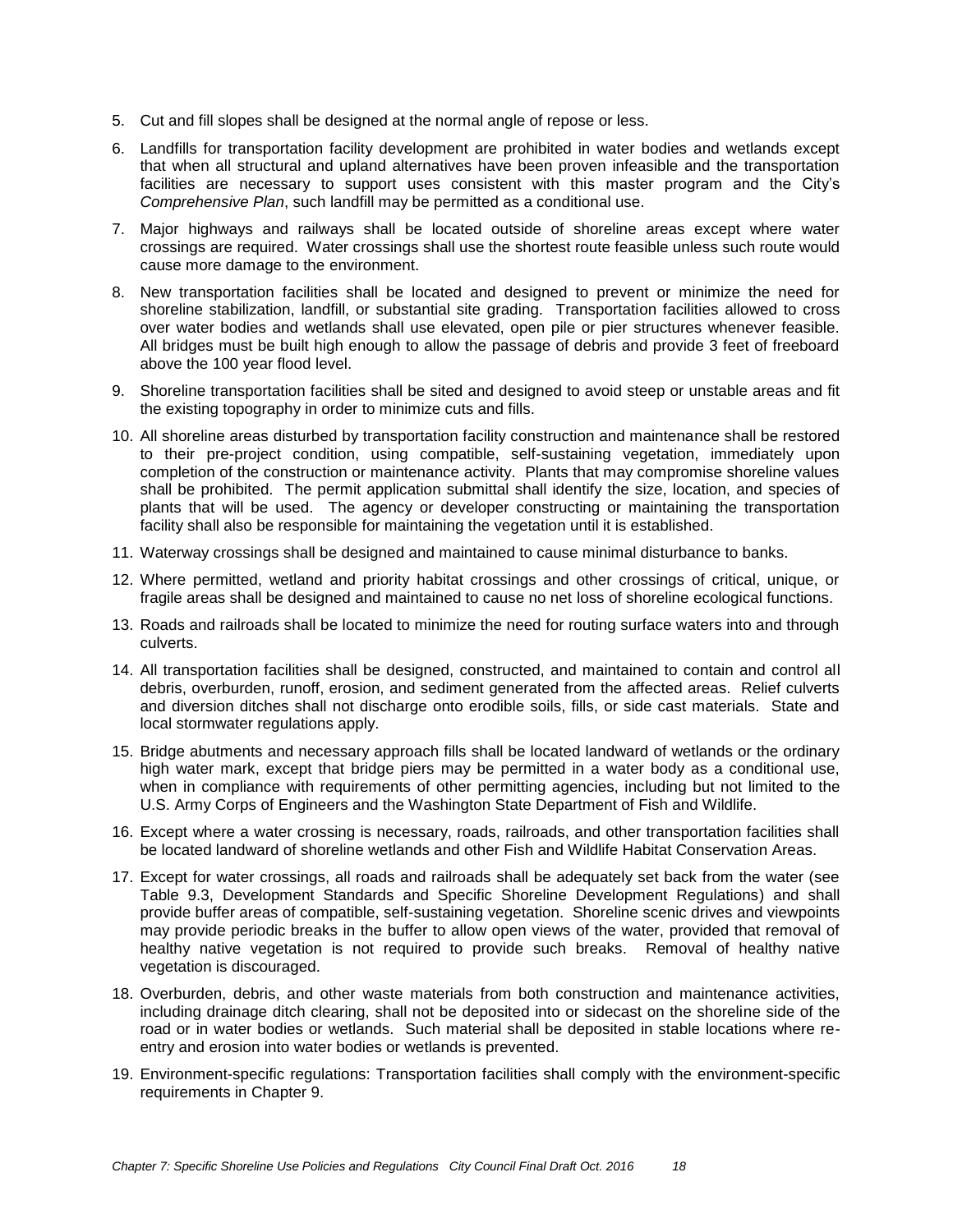5. Cut and fill slopes shall be designed at the normal angle of repose or less.

6. Landfills for transportation facility development are prohibited in water bodies and wetlands except that when all structural and upland alternatives have been proven infeasible and the transportation facilities are necessary to support uses consistent with this master program and the City's *Comprehensive Plan*, such landfill may be permitted as a conditional use.

7. Major highways and railways shall be located outside of shoreline areas except where water crossings are required. Water crossings shall use the shortest route feasible unless such route would cause more damage to the environment.

8. New transportation facilities shall be located and designed to prevent or minimize the need for shoreline stabilization, landfill, or substantial site grading. Transportation facilities allowed to cross over water bodies and wetlands shall use elevated, open pile or pier structures whenever feasible. All bridges must be built high enough to allow the passage of debris and provide 3 feet of freeboard above the 100 year flood level.

9. Shoreline transportation facilities shall be sited and designed to avoid steep or unstable areas and fit the existing topography in order to minimize cuts and fills.

10. All shoreline areas disturbed by transportation facility construction and maintenance shall be restored to their pre-project condition, using compatible, self-sustaining vegetation, immediately upon completion of the construction or maintenance activity. Plants that may compromise shoreline values shall be prohibited. The permit application submittal shall identify the size, location, and species of plants that will be used. The agency or developer constructing or maintaining the transportation facility shall also be responsible for maintaining the vegetation until it is established.

11. Waterway crossings shall be designed and maintained to cause minimal disturbance to banks.

12. Where permitted, wetland and priority habitat crossings and other crossings of critical, unique, or fragile areas shall be designed and maintained to cause no net loss of shoreline ecological functions.

13. Roads and railroads shall be located to minimize the need for routing surface waters into and through culverts.

14. All transportation facilities shall be designed, constructed, and maintained to contain and control all debris, overburden, runoff, erosion, and sediment generated from the affected areas. Relief culverts and diversion ditches shall not discharge onto erodible soils, fills, or side cast materials. State and local stormwater regulations apply.

15. Bridge abutments and necessary approach fills shall be located landward of wetlands or the ordinary high water mark, except that bridge piers may be permitted in a water body as a conditional use, when in compliance with requirements of other permitting agencies, including but not limited to the U.S. Army Corps of Engineers and the Washington State Department of Fish and Wildlife.

16. Except where a water crossing is necessary, roads, railroads, and other transportation facilities shall be located landward of shoreline wetlands and other Fish and Wildlife Habitat Conservation Areas.

17. Except for water crossings, all roads and railroads shall be adequately set back from the water (see Table 9.3, Development Standards and Specific Shoreline Development Regulations) and shall provide buffer areas of compatible, self-sustaining vegetation. Shoreline scenic drives and viewpoints may provide periodic breaks in the buffer to allow open views of the water, provided that removal of healthy native vegetation is not required to provide such breaks. Removal of healthy native vegetation is discouraged.

18. Overburden, debris, and other waste materials from both construction and maintenance activities, including drainage ditch clearing, shall not be deposited into or sidecast on the shoreline side of the road or in water bodies or wetlands. Such material shall be deposited in stable locations where re-entry and erosion into water bodies or wetlands is prevented.

19. Environment-specific regulations: Transportation facilities shall comply with the environment-specific requirements in Chapter 9.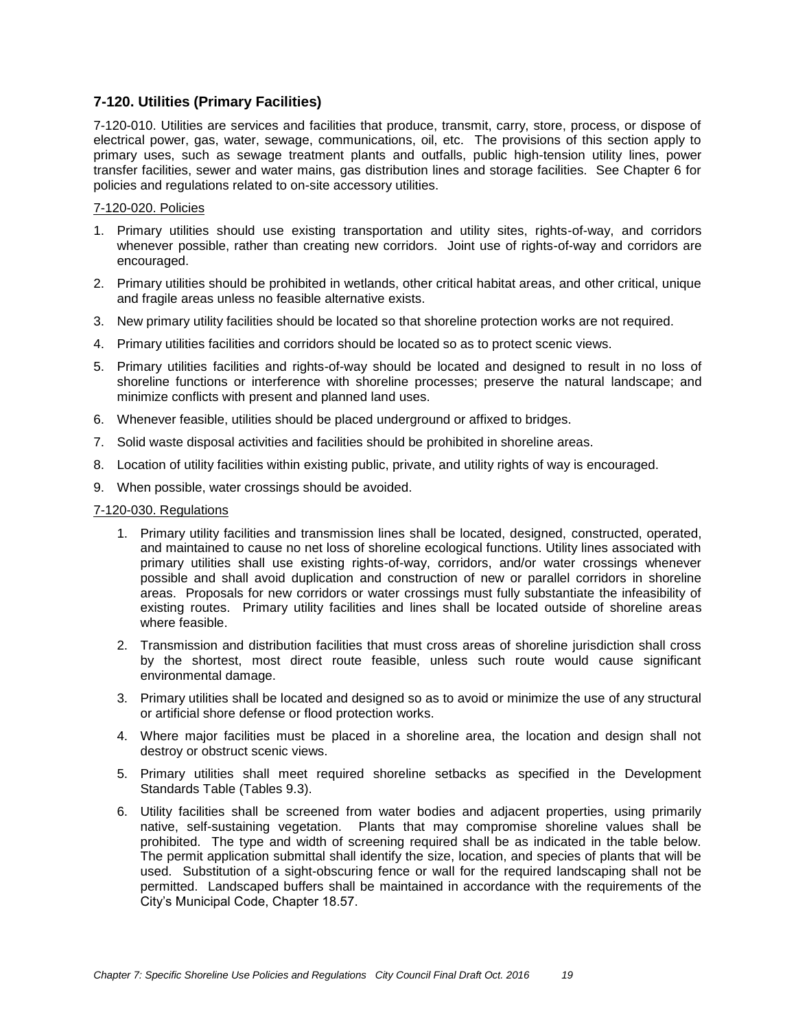## 7-120. Utilities (Primary Facilities)

7-120-010. Utilities are services and facilities that produce, transmit, carry, store, process, or dispose of electrical power, gas, water, sewage, communications, oil, etc. The provisions of this section apply to primary uses, such as sewage treatment plants and outfalls, public high-tension utility lines, power transfer facilities, sewer and water mains, gas distribution lines and storage facilities. See Chapter 6 for policies and regulations related to on-site accessory utilities.

<u>7-120-020. Policies</u>

1. Primary utilities should use existing transportation and utility sites, rights-of-way, and corridors whenever possible, rather than creating new corridors. Joint use of rights-of-way and corridors are encouraged.
2. Primary utilities should be prohibited in wetlands, other critical habitat areas, and other critical, unique and fragile areas unless no feasible alternative exists.
3. New primary utility facilities should be located so that shoreline protection works are not required.
4. Primary utilities facilities and corridors should be located so as to protect scenic views.
5. Primary utilities facilities and rights-of-way should be located and designed to result in no loss of shoreline functions or interference with shoreline processes; preserve the natural landscape; and minimize conflicts with present and planned land uses.
6. Whenever feasible, utilities should be placed underground or affixed to bridges.
7. Solid waste disposal activities and facilities should be prohibited in shoreline areas.
8. Location of utility facilities within existing public, private, and utility rights of way is encouraged.
9. When possible, water crossings should be avoided.

<u>7-120-030. Regulations</u>

1. Primary utility facilities and transmission lines shall be located, designed, constructed, operated, and maintained to cause no net loss of shoreline ecological functions. Utility lines associated with primary utilities shall use existing rights-of-way, corridors, and/or water crossings whenever possible and shall avoid duplication and construction of new or parallel corridors in shoreline areas. Proposals for new corridors or water crossings must fully substantiate the infeasibility of existing routes. Primary utility facilities and lines shall be located outside of shoreline areas where feasible.
2. Transmission and distribution facilities that must cross areas of shoreline jurisdiction shall cross by the shortest, most direct route feasible, unless such route would cause significant environmental damage.
3. Primary utilities shall be located and designed so as to avoid or minimize the use of any structural or artificial shore defense or flood protection works.
4. Where major facilities must be placed in a shoreline area, the location and design shall not destroy or obstruct scenic views.
5. Primary utilities shall meet required shoreline setbacks as specified in the Development Standards Table (Tables 9.3).
6. Utility facilities shall be screened from water bodies and adjacent properties, using primarily native, self-sustaining vegetation. Plants that may compromise shoreline values shall be prohibited. The type and width of screening required shall be as indicated in the table below. The permit application submittal shall identify the size, location, and species of plants that will be used. Substitution of a sight-obscuring fence or wall for the required landscaping shall not be permitted. Landscaped buffers shall be maintained in accordance with the requirements of the City's Municipal Code, Chapter 18.57.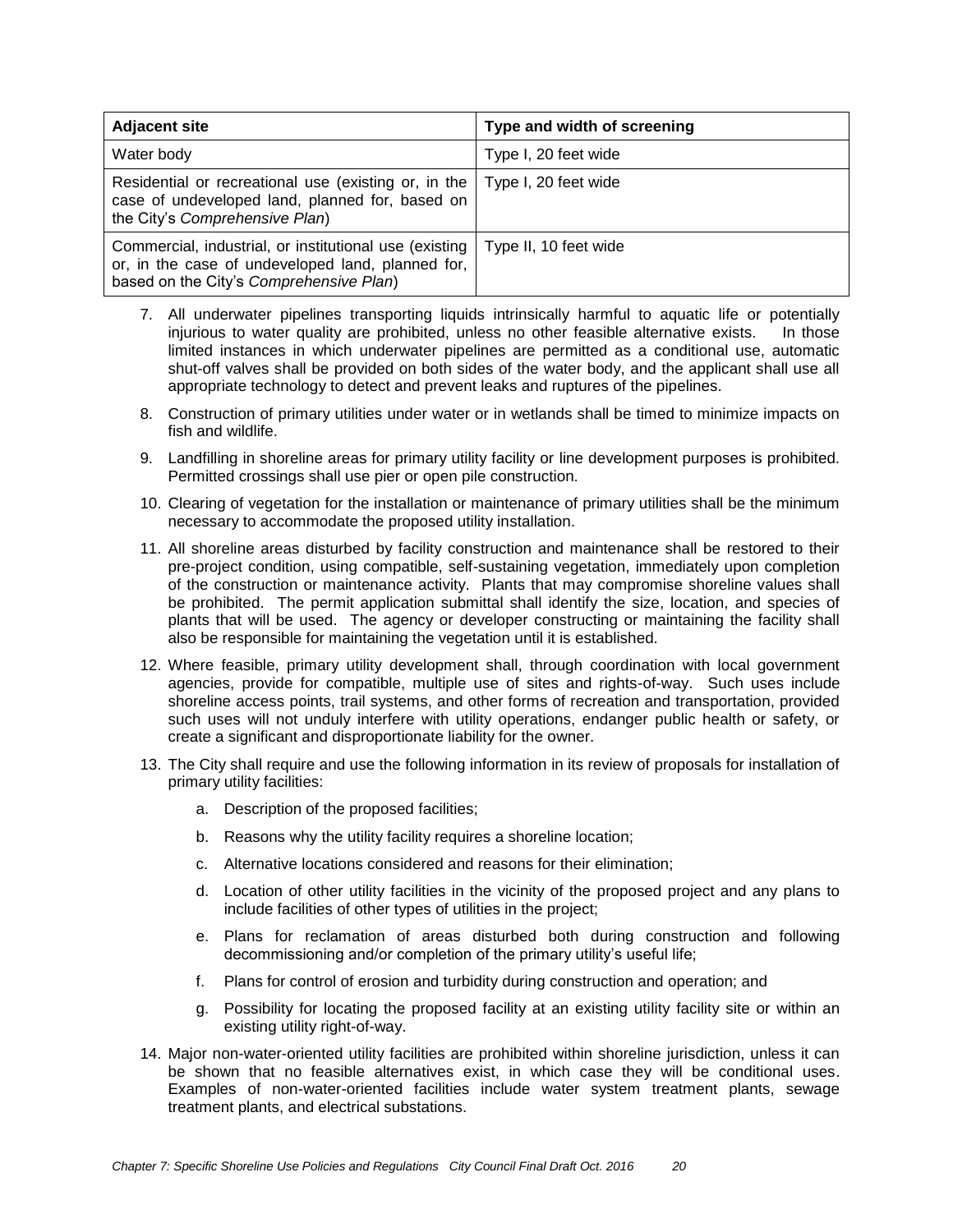| Adjacent site | Type and width of screening |
|---|---|
| Water body | Type I, 20 feet wide |
| Residential or recreational use (existing or, in the case of undeveloped land, planned for, based on the City's *Comprehensive Plan*) | Type I, 20 feet wide |
| Commercial, industrial, or institutional use (existing or, in the case of undeveloped land, planned for, based on the City's *Comprehensive Plan*) | Type II, 10 feet wide |

7. All underwater pipelines transporting liquids intrinsically harmful to aquatic life or potentially injurious to water quality are prohibited, unless no other feasible alternative exists. In those limited instances in which underwater pipelines are permitted as a conditional use, automatic shut-off valves shall be provided on both sides of the water body, and the applicant shall use all appropriate technology to detect and prevent leaks and ruptures of the pipelines.

8. Construction of primary utilities under water or in wetlands shall be timed to minimize impacts on fish and wildlife.

9. Landfilling in shoreline areas for primary utility facility or line development purposes is prohibited. Permitted crossings shall use pier or open pile construction.

10. Clearing of vegetation for the installation or maintenance of primary utilities shall be the minimum necessary to accommodate the proposed utility installation.

11. All shoreline areas disturbed by facility construction and maintenance shall be restored to their pre-project condition, using compatible, self-sustaining vegetation, immediately upon completion of the construction or maintenance activity. Plants that may compromise shoreline values shall be prohibited. The permit application submittal shall identify the size, location, and species of plants that will be used. The agency or developer constructing or maintaining the facility shall also be responsible for maintaining the vegetation until it is established.

12. Where feasible, primary utility development shall, through coordination with local government agencies, provide for compatible, multiple use of sites and rights-of-way. Such uses include shoreline access points, trail systems, and other forms of recreation and transportation, provided such uses will not unduly interfere with utility operations, endanger public health or safety, or create a significant and disproportionate liability for the owner.

13. The City shall require and use the following information in its review of proposals for installation of primary utility facilities:

    a. Description of the proposed facilities;

    b. Reasons why the utility facility requires a shoreline location;

    c. Alternative locations considered and reasons for their elimination;

    d. Location of other utility facilities in the vicinity of the proposed project and any plans to include facilities of other types of utilities in the project;

    e. Plans for reclamation of areas disturbed both during construction and following decommissioning and/or completion of the primary utility's useful life;

    f. Plans for control of erosion and turbidity during construction and operation; and

    g. Possibility for locating the proposed facility at an existing utility facility site or within an existing utility right-of-way.

14. Major non-water-oriented utility facilities are prohibited within shoreline jurisdiction, unless it can be shown that no feasible alternatives exist, in which case they will be conditional uses. Examples of non-water-oriented facilities include water system treatment plants, sewage treatment plants, and electrical substations.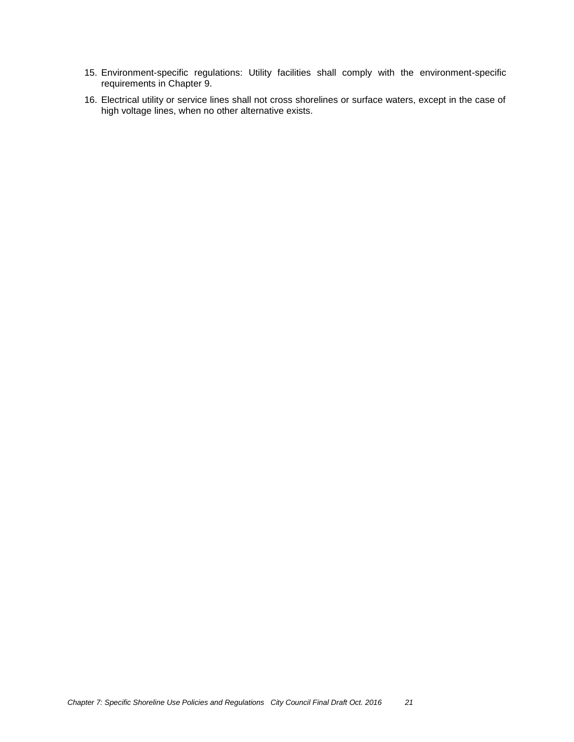15. Environment-specific regulations: Utility facilities shall comply with the environment-specific requirements in Chapter 9.
16. Electrical utility or service lines shall not cross shorelines or surface waters, except in the case of high voltage lines, when no other alternative exists.